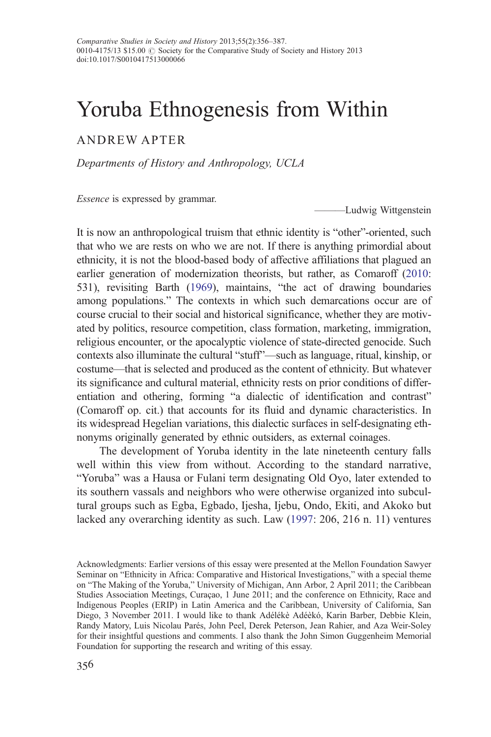Comparative Studies in Society and History 2013;55(2):356–387.
0010-4175/13 $15.00 © Society for the Comparative Study of Society and History 2013
doi:10.1017/S0010417513000066

# Yoruba Ethnogenesis from Within

ANDREW APTER

*Departments of History and Anthropology, UCLA*

> *Essence* is expressed by grammar.
>
> ———Ludwig Wittgenstein

It is now an anthropological truism that ethnic identity is "other"-oriented, such that who we are rests on who we are not. If there is anything primordial about ethnicity, it is not the blood-based body of affective affiliations that plagued an earlier generation of modernization theorists, but rather, as Comaroff (2010: 531), revisiting Barth (1969), maintains, "the act of drawing boundaries among populations." The contexts in which such demarcations occur are of course crucial to their social and historical significance, whether they are motivated by politics, resource competition, class formation, marketing, immigration, religious encounter, or the apocalyptic violence of state-directed genocide. Such contexts also illuminate the cultural "stuff"—such as language, ritual, kinship, or costume—that is selected and produced as the content of ethnicity. But whatever its significance and cultural material, ethnicity rests on prior conditions of differentiation and othering, forming "a dialectic of identification and contrast" (Comaroff op. cit.) that accounts for its fluid and dynamic characteristics. In its widespread Hegelian variations, this dialectic surfaces in self-designating ethnonyms originally generated by ethnic outsiders, as external coinages.

The development of Yoruba identity in the late nineteenth century falls well within this view from without. According to the standard narrative, "Yoruba" was a Hausa or Fulani term designating Old Oyo, later extended to its southern vassals and neighbors who were otherwise organized into subcultural groups such as Egba, Egbado, Ijesha, Ijebu, Ondo, Ekiti, and Akoko but lacked any overarching identity as such. Law (1997: 206, 216 n. 11) ventures

Acknowledgments: Earlier versions of this essay were presented at the Mellon Foundation Sawyer Seminar on "Ethnicity in Africa: Comparative and Historical Investigations," with a special theme on "The Making of the Yoruba," University of Michigan, Ann Arbor, 2 April 2011; the Caribbean Studies Association Meetings, Curaçao, 1 June 2011; and the conference on Ethnicity, Race and Indigenous Peoples (ERIP) in Latin America and the Caribbean, University of California, San Diego, 3 November 2011. I would like to thank Adélékè Adéèkó, Karin Barber, Debbie Klein, Randy Matory, Luis Nicolau Parés, John Peel, Derek Peterson, Jean Rahier, and Aza Weir-Soley for their insightful questions and comments. I also thank the John Simon Guggenheim Memorial Foundation for supporting the research and writing of this essay.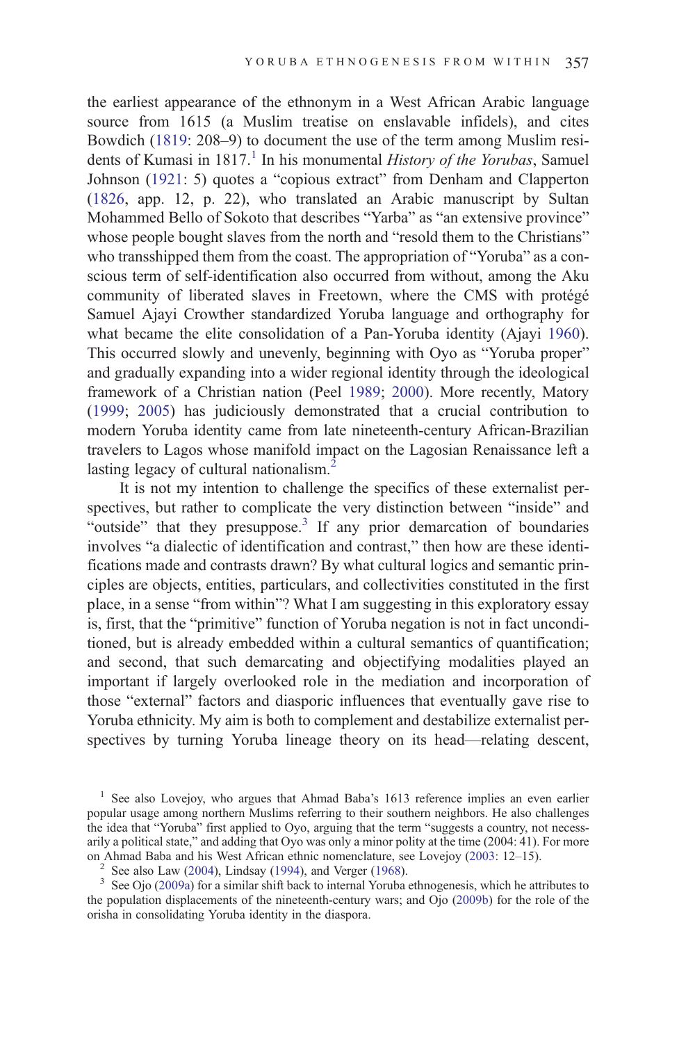the earliest appearance of the ethnonym in a West African Arabic language source from 1615 (a Muslim treatise on enslavable infidels), and cites Bowdich (1819: 208–9) to document the use of the term among Muslim residents of Kumasi in 1817.[1] In his monumental *History of the Yorubas*, Samuel Johnson (1921: 5) quotes a "copious extract" from Denham and Clapperton (1826, app. 12, p. 22), who translated an Arabic manuscript by Sultan Mohammed Bello of Sokoto that describes "Yarba" as "an extensive province" whose people bought slaves from the north and "resold them to the Christians" who transshipped them from the coast. The appropriation of "Yoruba" as a conscious term of self-identification also occurred from without, among the Aku community of liberated slaves in Freetown, where the CMS with protégé Samuel Ajayi Crowther standardized Yoruba language and orthography for what became the elite consolidation of a Pan-Yoruba identity (Ajayi 1960). This occurred slowly and unevenly, beginning with Oyo as "Yoruba proper" and gradually expanding into a wider regional identity through the ideological framework of a Christian nation (Peel 1989; 2000). More recently, Matory (1999; 2005) has judiciously demonstrated that a crucial contribution to modern Yoruba identity came from late nineteenth-century African-Brazilian travelers to Lagos whose manifold impact on the Lagosian Renaissance left a lasting legacy of cultural nationalism.[2]

It is not my intention to challenge the specifics of these externalist perspectives, but rather to complicate the very distinction between "inside" and "outside" that they presuppose.[3] If any prior demarcation of boundaries involves "a dialectic of identification and contrast," then how are these identifications made and contrasts drawn? By what cultural logics and semantic principles are objects, entities, particulars, and collectivities constituted in the first place, in a sense "from within"? What I am suggesting in this exploratory essay is, first, that the "primitive" function of Yoruba negation is not in fact unconditioned, but is already embedded within a cultural semantics of quantification; and second, that such demarcating and objectifying modalities played an important if largely overlooked role in the mediation and incorporation of those "external" factors and diasporic influences that eventually gave rise to Yoruba ethnicity. My aim is both to complement and destabilize externalist perspectives by turning Yoruba lineage theory on its head—relating descent,

[1] See also Lovejoy, who argues that Ahmad Baba's 1613 reference implies an even earlier popular usage among northern Muslims referring to their southern neighbors. He also challenges the idea that "Yoruba" first applied to Oyo, arguing that the term "suggests a country, not necessarily a political state," and adding that Oyo was only a minor polity at the time (2004: 41). For more on Ahmad Baba and his West African ethnic nomenclature, see Lovejoy (2003: 12–15).

[2] See also Law (2004), Lindsay (1994), and Verger (1968).

[3] See Ojo (2009a) for a similar shift back to internal Yoruba ethnogenesis, which he attributes to the population displacements of the nineteenth-century wars; and Ojo (2009b) for the role of the orisha in consolidating Yoruba identity in the diaspora.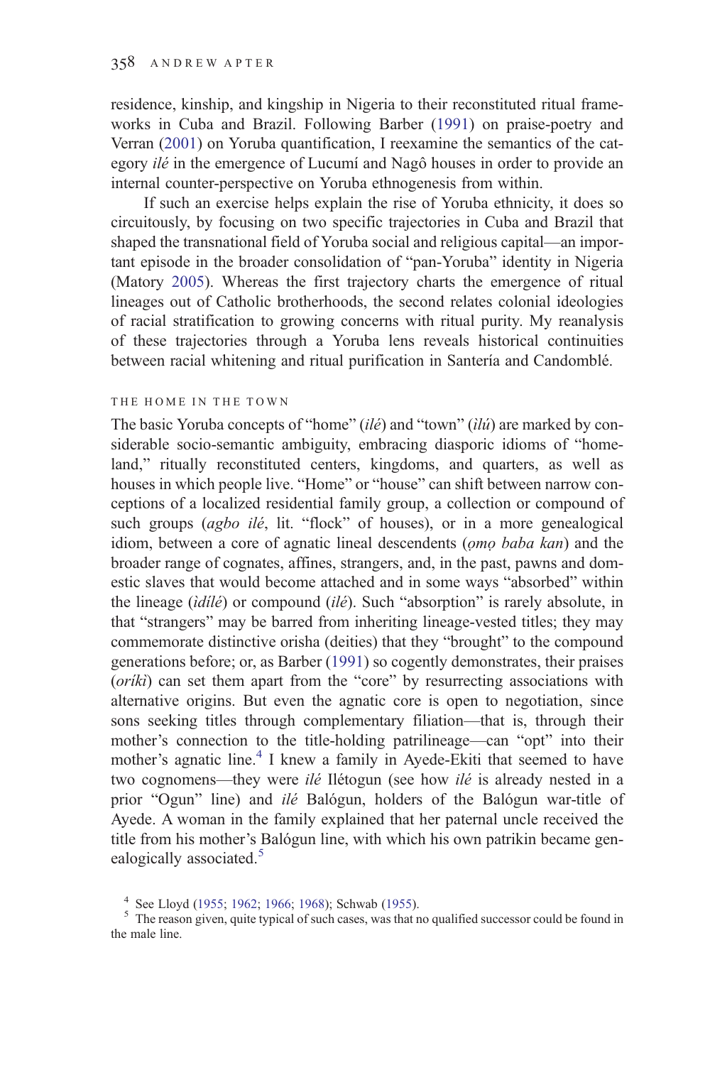residence, kinship, and kingship in Nigeria to their reconstituted ritual frameworks in Cuba and Brazil. Following Barber (1991) on praise-poetry and Verran (2001) on Yoruba quantification, I reexamine the semantics of the category *ilé* in the emergence of Lucumí and Nagô houses in order to provide an internal counter-perspective on Yoruba ethnogenesis from within.

If such an exercise helps explain the rise of Yoruba ethnicity, it does so circuitously, by focusing on two specific trajectories in Cuba and Brazil that shaped the transnational field of Yoruba social and religious capital—an important episode in the broader consolidation of "pan-Yoruba" identity in Nigeria (Matory 2005). Whereas the first trajectory charts the emergence of ritual lineages out of Catholic brotherhoods, the second relates colonial ideologies of racial stratification to growing concerns with ritual purity. My reanalysis of these trajectories through a Yoruba lens reveals historical continuities between racial whitening and ritual purification in Santería and Candomblé.

## THE HOME IN THE TOWN

The basic Yoruba concepts of "home" (*ilé*) and "town" (*ìlú*) are marked by considerable socio-semantic ambiguity, embracing diasporic idioms of "homeland," ritually reconstituted centers, kingdoms, and quarters, as well as houses in which people live. "Home" or "house" can shift between narrow conceptions of a localized residential family group, a collection or compound of such groups (*agbo ilé*, lit. "flock" of houses), or in a more genealogical idiom, between a core of agnatic lineal descendents (*ọmọ baba kan*) and the broader range of cognates, affines, strangers, and, in the past, pawns and domestic slaves that would become attached and in some ways "absorbed" within the lineage (*ìdílé*) or compound (*ilé*). Such "absorption" is rarely absolute, in that "strangers" may be barred from inheriting lineage-vested titles; they may commemorate distinctive orisha (deities) that they "brought" to the compound generations before; or, as Barber (1991) so cogently demonstrates, their praises (*oríkì*) can set them apart from the "core" by resurrecting associations with alternative origins. But even the agnatic core is open to negotiation, since sons seeking titles through complementary filiation—that is, through their mother's connection to the title-holding patrilineage—can "opt" into their mother's agnatic line.[4] I knew a family in Ayede-Ekiti that seemed to have two cognomens—they were *ilé* Ilétogun (see how *ilé* is already nested in a prior "Ogun" line) and *ilé* Balógun, holders of the Balógun war-title of Ayede. A woman in the family explained that her paternal uncle received the title from his mother's Balógun line, with which his own patrikin became genealogically associated.[5]

[4] See Lloyd (1955; 1962; 1966; 1968); Schwab (1955).

[5] The reason given, quite typical of such cases, was that no qualified successor could be found in the male line.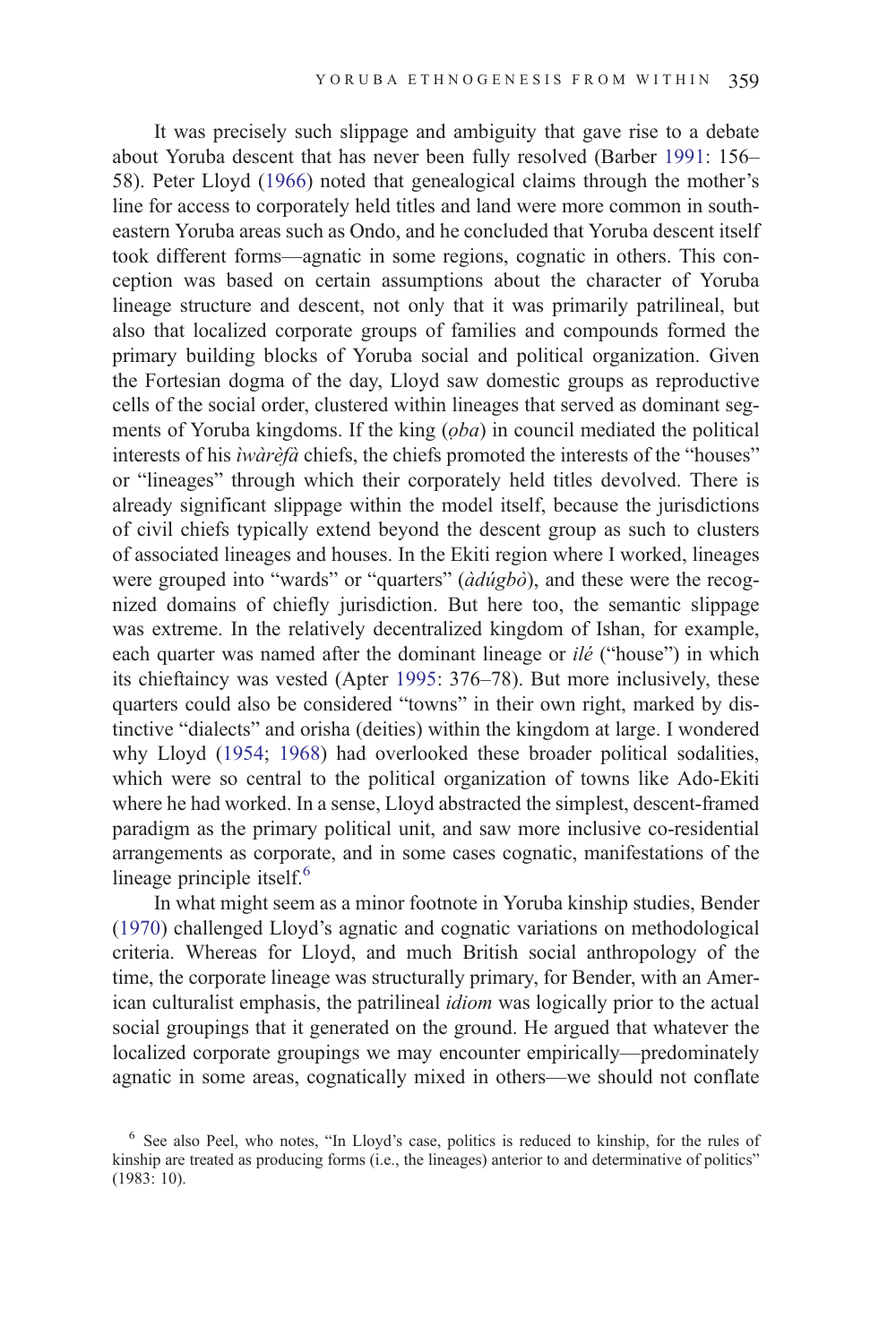It was precisely such slippage and ambiguity that gave rise to a debate about Yoruba descent that has never been fully resolved (Barber 1991: 156–58). Peter Lloyd (1966) noted that genealogical claims through the mother's line for access to corporately held titles and land were more common in southeastern Yoruba areas such as Ondo, and he concluded that Yoruba descent itself took different forms—agnatic in some regions, cognatic in others. This conception was based on certain assumptions about the character of Yoruba lineage structure and descent, not only that it was primarily patrilineal, but also that localized corporate groups of families and compounds formed the primary building blocks of Yoruba social and political organization. Given the Fortesian dogma of the day, Lloyd saw domestic groups as reproductive cells of the social order, clustered within lineages that served as dominant segments of Yoruba kingdoms. If the king (*ọba*) in council mediated the political interests of his *ìwàrèfà* chiefs, the chiefs promoted the interests of the "houses" or "lineages" through which their corporately held titles devolved. There is already significant slippage within the model itself, because the jurisdictions of civil chiefs typically extend beyond the descent group as such to clusters of associated lineages and houses. In the Ekiti region where I worked, lineages were grouped into "wards" or "quarters" (*àdúgbò*), and these were the recognized domains of chiefly jurisdiction. But here too, the semantic slippage was extreme. In the relatively decentralized kingdom of Ishan, for example, each quarter was named after the dominant lineage or *ilé* ("house") in which its chieftaincy was vested (Apter 1995: 376–78). But more inclusively, these quarters could also be considered "towns" in their own right, marked by distinctive "dialects" and orisha (deities) within the kingdom at large. I wondered why Lloyd (1954; 1968) had overlooked these broader political sodalities, which were so central to the political organization of towns like Ado-Ekiti where he had worked. In a sense, Lloyd abstracted the simplest, descent-framed paradigm as the primary political unit, and saw more inclusive co-residential arrangements as corporate, and in some cases cognatic, manifestations of the lineage principle itself.[6]

In what might seem as a minor footnote in Yoruba kinship studies, Bender (1970) challenged Lloyd's agnatic and cognatic variations on methodological criteria. Whereas for Lloyd, and much British social anthropology of the time, the corporate lineage was structurally primary, for Bender, with an American culturalist emphasis, the patrilineal *idiom* was logically prior to the actual social groupings that it generated on the ground. He argued that whatever the localized corporate groupings we may encounter empirically—predominately agnatic in some areas, cognatically mixed in others—we should not conflate

[6] See also Peel, who notes, "In Lloyd's case, politics is reduced to kinship, for the rules of kinship are treated as producing forms (i.e., the lineages) anterior to and determinative of politics" (1983: 10).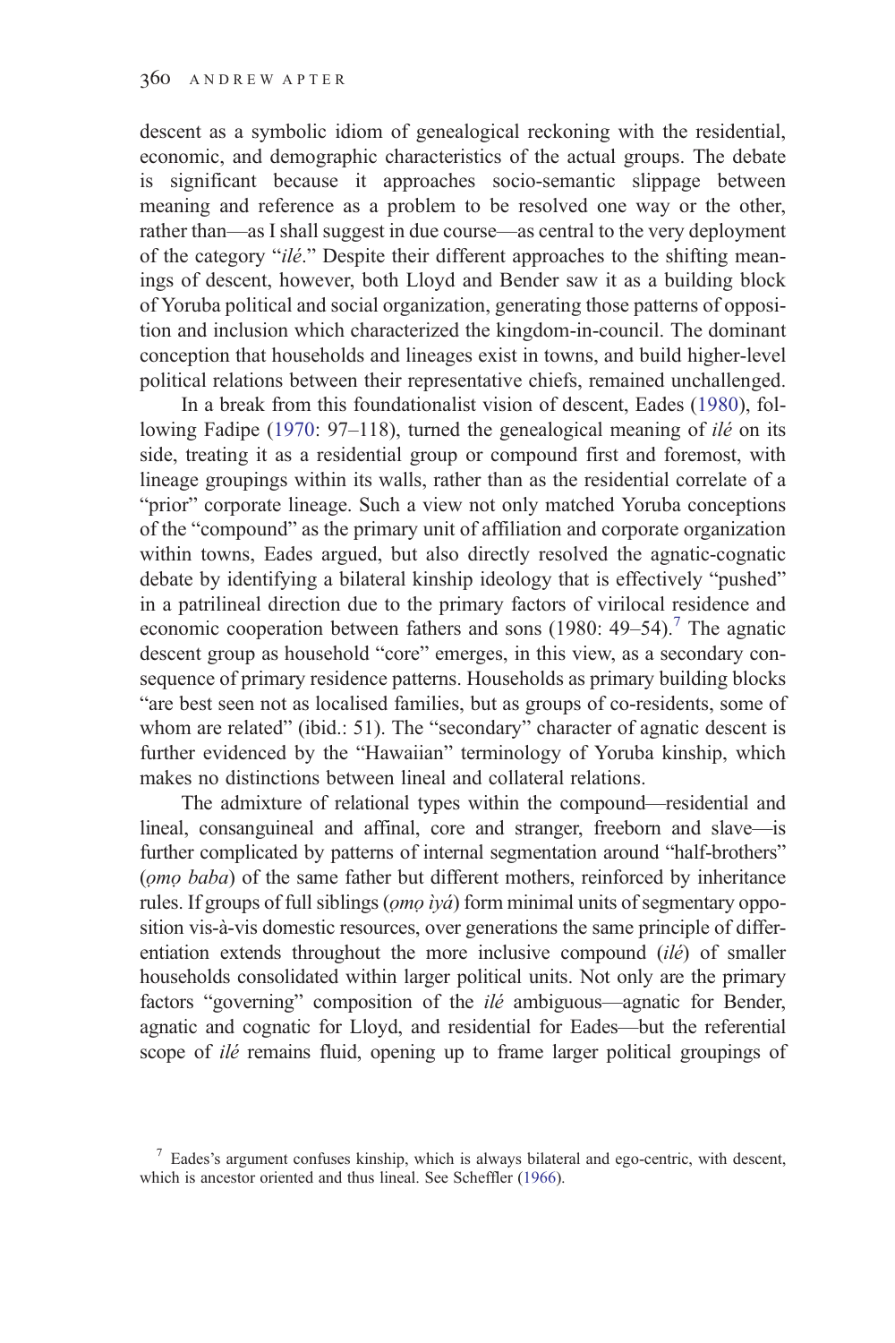descent as a symbolic idiom of genealogical reckoning with the residential, economic, and demographic characteristics of the actual groups. The debate is significant because it approaches socio-semantic slippage between meaning and reference as a problem to be resolved one way or the other, rather than—as I shall suggest in due course—as central to the very deployment of the category "*ilé*." Despite their different approaches to the shifting meanings of descent, however, both Lloyd and Bender saw it as a building block of Yoruba political and social organization, generating those patterns of opposition and inclusion which characterized the kingdom-in-council. The dominant conception that households and lineages exist in towns, and build higher-level political relations between their representative chiefs, remained unchallenged.

In a break from this foundationalist vision of descent, Eades (1980), following Fadipe (1970: 97–118), turned the genealogical meaning of *ilé* on its side, treating it as a residential group or compound first and foremost, with lineage groupings within its walls, rather than as the residential correlate of a "prior" corporate lineage. Such a view not only matched Yoruba conceptions of the "compound" as the primary unit of affiliation and corporate organization within towns, Eades argued, but also directly resolved the agnatic-cognatic debate by identifying a bilateral kinship ideology that is effectively "pushed" in a patrilineal direction due to the primary factors of virilocal residence and economic cooperation between fathers and sons (1980: 49–54).[7] The agnatic descent group as household "core" emerges, in this view, as a secondary consequence of primary residence patterns. Households as primary building blocks "are best seen not as localised families, but as groups of co-residents, some of whom are related" (ibid.: 51). The "secondary" character of agnatic descent is further evidenced by the "Hawaiian" terminology of Yoruba kinship, which makes no distinctions between lineal and collateral relations.

The admixture of relational types within the compound—residential and lineal, consanguineal and affinal, core and stranger, freeborn and slave—is further complicated by patterns of internal segmentation around "half-brothers" (*ọmọ baba*) of the same father but different mothers, reinforced by inheritance rules. If groups of full siblings (*ọmọ ìyá*) form minimal units of segmentary opposition vis-à-vis domestic resources, over generations the same principle of differentiation extends throughout the more inclusive compound (*ilé*) of smaller households consolidated within larger political units. Not only are the primary factors "governing" composition of the *ilé* ambiguous—agnatic for Bender, agnatic and cognatic for Lloyd, and residential for Eades—but the referential scope of *ilé* remains fluid, opening up to frame larger political groupings of

[7] Eades's argument confuses kinship, which is always bilateral and ego-centric, with descent, which is ancestor oriented and thus lineal. See Scheffler (1966).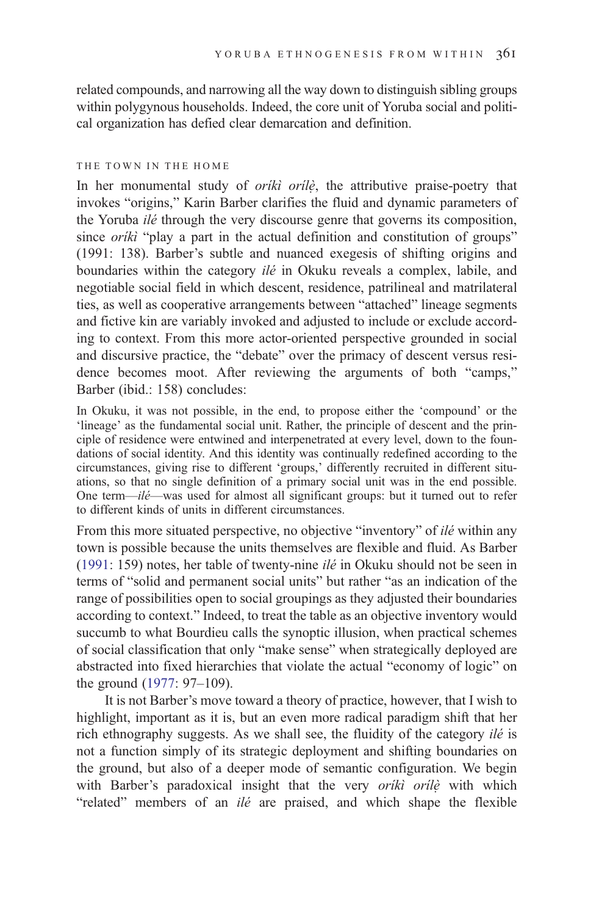related compounds, and narrowing all the way down to distinguish sibling groups within polygynous households. Indeed, the core unit of Yoruba social and political organization has defied clear demarcation and definition.

### THE TOWN IN THE HOME

In her monumental study of *oríkì orílẹ̀*, the attributive praise-poetry that invokes "origins," Karin Barber clarifies the fluid and dynamic parameters of the Yoruba *ilé* through the very discourse genre that governs its composition, since *oríkì* "play a part in the actual definition and constitution of groups" (1991: 138). Barber's subtle and nuanced exegesis of shifting origins and boundaries within the category *ilé* in Okuku reveals a complex, labile, and negotiable social field in which descent, residence, patrilineal and matrilateral ties, as well as cooperative arrangements between "attached" lineage segments and fictive kin are variably invoked and adjusted to include or exclude according to context. From this more actor-oriented perspective grounded in social and discursive practice, the "debate" over the primacy of descent versus residence becomes moot. After reviewing the arguments of both "camps," Barber (ibid.: 158) concludes:

> In Okuku, it was not possible, in the end, to propose either the 'compound' or the 'lineage' as the fundamental social unit. Rather, the principle of descent and the principle of residence were entwined and interpenetrated at every level, down to the foundations of social identity. And this identity was continually redefined according to the circumstances, giving rise to different 'groups,' differently recruited in different situations, so that no single definition of a primary social unit was in the end possible. One term—*ilé*—was used for almost all significant groups: but it turned out to refer to different kinds of units in different circumstances.

From this more situated perspective, no objective "inventory" of *ilé* within any town is possible because the units themselves are flexible and fluid. As Barber (1991: 159) notes, her table of twenty-nine *ilé* in Okuku should not be seen in terms of "solid and permanent social units" but rather "as an indication of the range of possibilities open to social groupings as they adjusted their boundaries according to context." Indeed, to treat the table as an objective inventory would succumb to what Bourdieu calls the synoptic illusion, when practical schemes of social classification that only "make sense" when strategically deployed are abstracted into fixed hierarchies that violate the actual "economy of logic" on the ground (1977: 97–109).

It is not Barber's move toward a theory of practice, however, that I wish to highlight, important as it is, but an even more radical paradigm shift that her rich ethnography suggests. As we shall see, the fluidity of the category *ilé* is not a function simply of its strategic deployment and shifting boundaries on the ground, but also of a deeper mode of semantic configuration. We begin with Barber's paradoxical insight that the very *oríkì orílẹ̀* with which "related" members of an *ilé* are praised, and which shape the flexible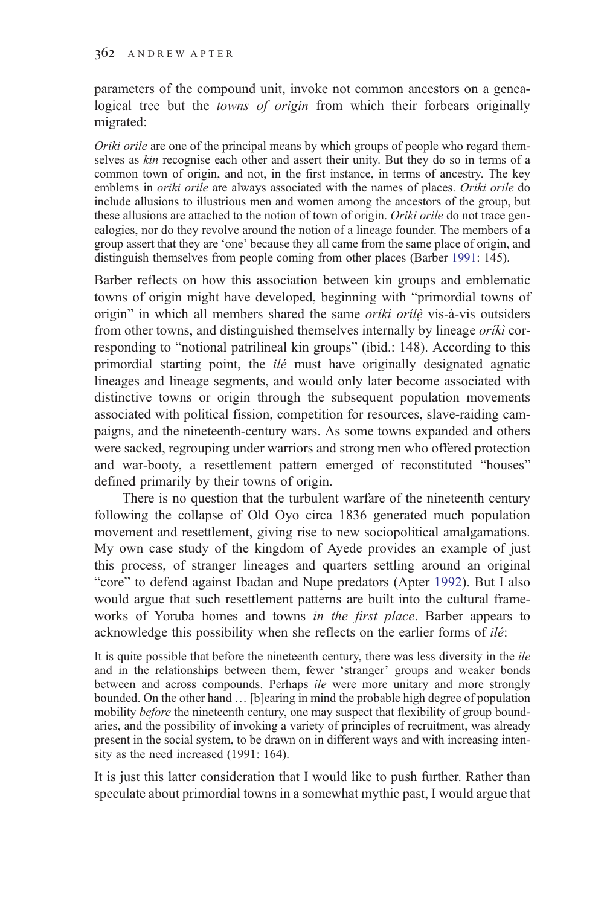parameters of the compound unit, invoke not common ancestors on a genealogical tree but the *towns of origin* from which their forbears originally migrated:

> *Oriki orile* are one of the principal means by which groups of people who regard themselves as *kin* recognise each other and assert their unity. But they do so in terms of a common town of origin, and not, in the first instance, in terms of ancestry. The key emblems in *oriki orile* are always associated with the names of places. *Oriki orile* do include allusions to illustrious men and women among the ancestors of the group, but these allusions are attached to the notion of town of origin. *Oriki orile* do not trace genealogies, nor do they revolve around the notion of a lineage founder. The members of a group assert that they are 'one' because they all came from the same place of origin, and distinguish themselves from people coming from other places (Barber 1991: 145).

Barber reflects on how this association between kin groups and emblematic towns of origin might have developed, beginning with "primordial towns of origin" in which all members shared the same *oríkì orílẹ̀* vis-à-vis outsiders from other towns, and distinguished themselves internally by lineage *oríkì* corresponding to "notional patrilineal kin groups" (ibid.: 148). According to this primordial starting point, the *ilé* must have originally designated agnatic lineages and lineage segments, and would only later become associated with distinctive towns or origin through the subsequent population movements associated with political fission, competition for resources, slave-raiding campaigns, and the nineteenth-century wars. As some towns expanded and others were sacked, regrouping under warriors and strong men who offered protection and war-booty, a resettlement pattern emerged of reconstituted "houses" defined primarily by their towns of origin.

There is no question that the turbulent warfare of the nineteenth century following the collapse of Old Oyo circa 1836 generated much population movement and resettlement, giving rise to new sociopolitical amalgamations. My own case study of the kingdom of Ayede provides an example of just this process, of stranger lineages and quarters settling around an original "core" to defend against Ibadan and Nupe predators (Apter 1992). But I also would argue that such resettlement patterns are built into the cultural frameworks of Yoruba homes and towns *in the first place*. Barber appears to acknowledge this possibility when she reflects on the earlier forms of *ilé*:

> It is quite possible that before the nineteenth century, there was less diversity in the *ile* and in the relationships between them, fewer 'stranger' groups and weaker bonds between and across compounds. Perhaps *ile* were more unitary and more strongly bounded. On the other hand … [b]earing in mind the probable high degree of population mobility *before* the nineteenth century, one may suspect that flexibility of group boundaries, and the possibility of invoking a variety of principles of recruitment, was already present in the social system, to be drawn on in different ways and with increasing intensity as the need increased (1991: 164).

It is just this latter consideration that I would like to push further. Rather than speculate about primordial towns in a somewhat mythic past, I would argue that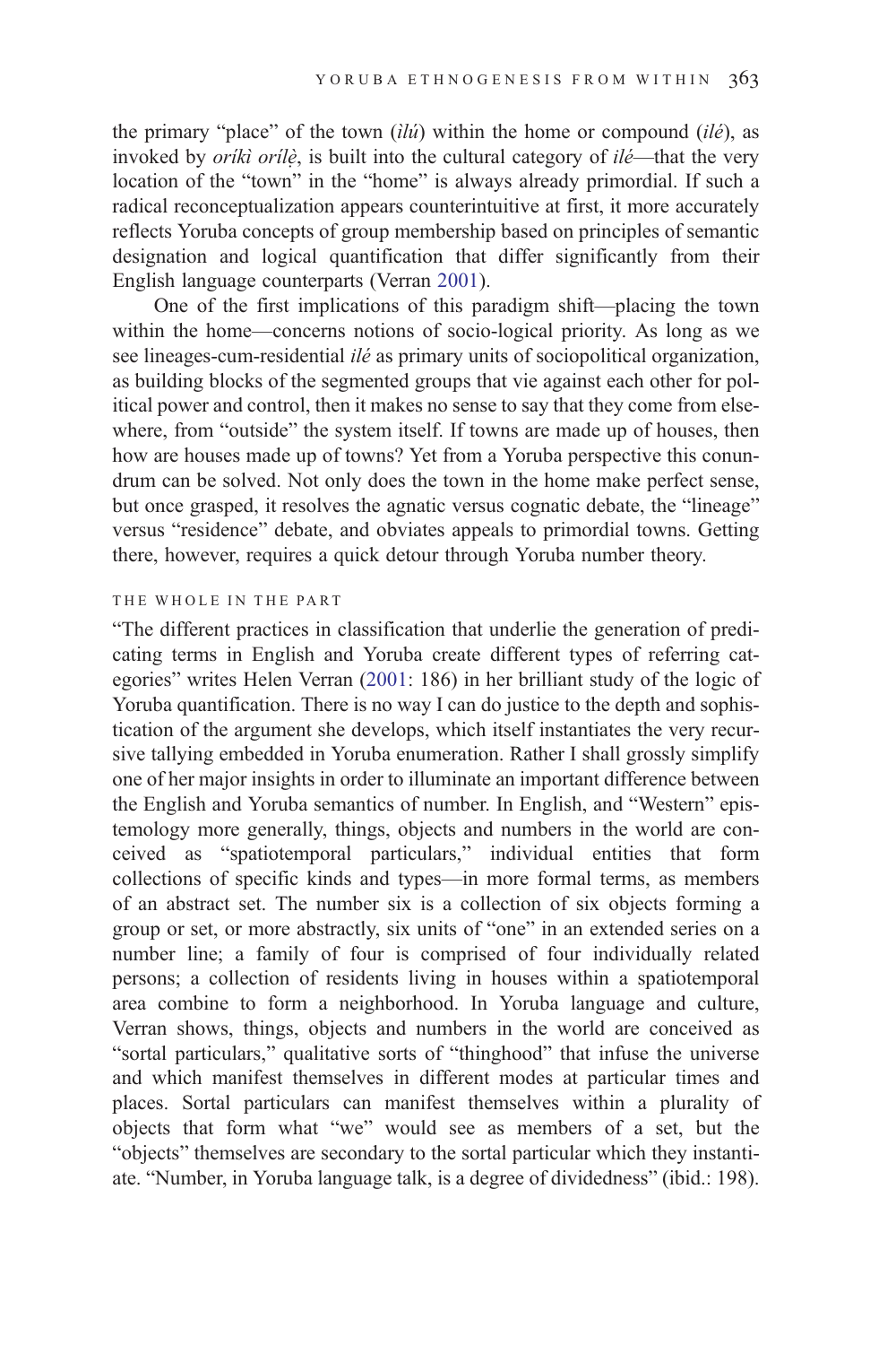the primary "place" of the town (*ìlú*) within the home or compound (*ilé*), as invoked by *oríkì orílẹ̀*, is built into the cultural category of *ilé*—that the very location of the "town" in the "home" is always already primordial. If such a radical reconceptualization appears counterintuitive at first, it more accurately reflects Yoruba concepts of group membership based on principles of semantic designation and logical quantification that differ significantly from their English language counterparts (Verran 2001).

One of the first implications of this paradigm shift—placing the town within the home—concerns notions of socio-logical priority. As long as we see lineages-cum-residential *ilé* as primary units of sociopolitical organization, as building blocks of the segmented groups that vie against each other for political power and control, then it makes no sense to say that they come from elsewhere, from "outside" the system itself. If towns are made up of houses, then how are houses made up of towns? Yet from a Yoruba perspective this conundrum can be solved. Not only does the town in the home make perfect sense, but once grasped, it resolves the agnatic versus cognatic debate, the "lineage" versus "residence" debate, and obviates appeals to primordial towns. Getting there, however, requires a quick detour through Yoruba number theory.

## THE WHOLE IN THE PART

"The different practices in classification that underlie the generation of predicating terms in English and Yoruba create different types of referring categories" writes Helen Verran (2001: 186) in her brilliant study of the logic of Yoruba quantification. There is no way I can do justice to the depth and sophistication of the argument she develops, which itself instantiates the very recursive tallying embedded in Yoruba enumeration. Rather I shall grossly simplify one of her major insights in order to illuminate an important difference between the English and Yoruba semantics of number. In English, and "Western" epistemology more generally, things, objects and numbers in the world are conceived as "spatiotemporal particulars," individual entities that form collections of specific kinds and types—in more formal terms, as members of an abstract set. The number six is a collection of six objects forming a group or set, or more abstractly, six units of "one" in an extended series on a number line; a family of four is comprised of four individually related persons; a collection of residents living in houses within a spatiotemporal area combine to form a neighborhood. In Yoruba language and culture, Verran shows, things, objects and numbers in the world are conceived as "sortal particulars," qualitative sorts of "thinghood" that infuse the universe and which manifest themselves in different modes at particular times and places. Sortal particulars can manifest themselves within a plurality of objects that form what "we" would see as members of a set, but the "objects" themselves are secondary to the sortal particular which they instantiate. "Number, in Yoruba language talk, is a degree of dividedness" (ibid.: 198).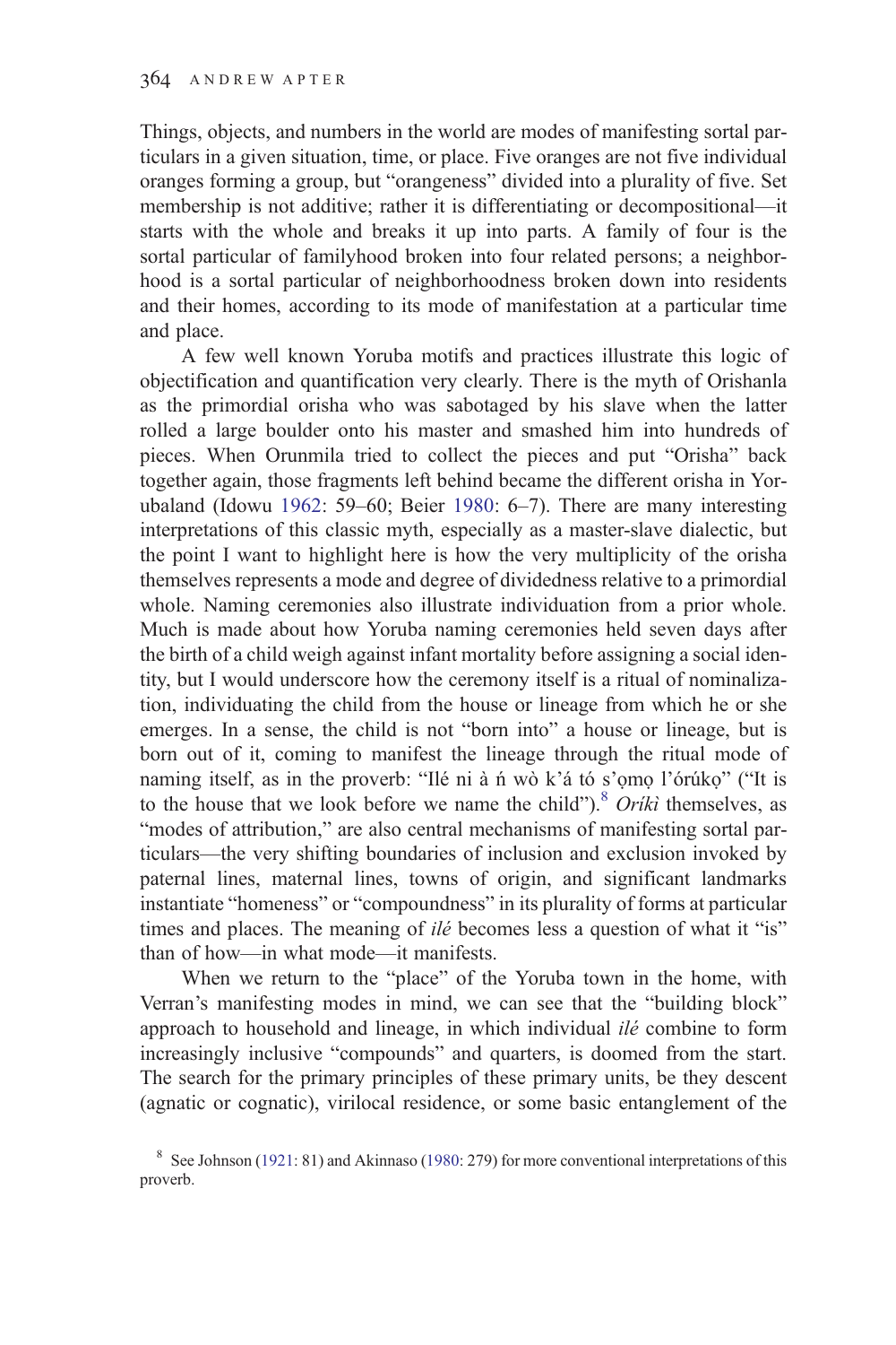Things, objects, and numbers in the world are modes of manifesting sortal particulars in a given situation, time, or place. Five oranges are not five individual oranges forming a group, but "orangeness" divided into a plurality of five. Set membership is not additive; rather it is differentiating or decompositional—it starts with the whole and breaks it up into parts. A family of four is the sortal particular of familyhood broken into four related persons; a neighborhood is a sortal particular of neighborhoodness broken down into residents and their homes, according to its mode of manifestation at a particular time and place.

A few well known Yoruba motifs and practices illustrate this logic of objectification and quantification very clearly. There is the myth of Orishanla as the primordial orisha who was sabotaged by his slave when the latter rolled a large boulder onto his master and smashed him into hundreds of pieces. When Orunmila tried to collect the pieces and put "Orisha" back together again, those fragments left behind became the different orisha in Yorubaland (Idowu 1962: 59–60; Beier 1980: 6–7). There are many interesting interpretations of this classic myth, especially as a master-slave dialectic, but the point I want to highlight here is how the very multiplicity of the orisha themselves represents a mode and degree of dividedness relative to a primordial whole. Naming ceremonies also illustrate individuation from a prior whole. Much is made about how Yoruba naming ceremonies held seven days after the birth of a child weigh against infant mortality before assigning a social identity, but I would underscore how the ceremony itself is a ritual of nominalization, individuating the child from the house or lineage from which he or she emerges. In a sense, the child is not "born into" a house or lineage, but is born out of it, coming to manifest the lineage through the ritual mode of naming itself, as in the proverb: "Ilé ni à ń wò k'á tó s'ọmọ l'órúkọ" ("It is to the house that we look before we name the child").[8] *Oríkì* themselves, as "modes of attribution," are also central mechanisms of manifesting sortal particulars—the very shifting boundaries of inclusion and exclusion invoked by paternal lines, maternal lines, towns of origin, and significant landmarks instantiate "homeness" or "compoundness" in its plurality of forms at particular times and places. The meaning of *ilé* becomes less a question of what it "is" than of how—in what mode—it manifests.

When we return to the "place" of the Yoruba town in the home, with Verran's manifesting modes in mind, we can see that the "building block" approach to household and lineage, in which individual *ilé* combine to form increasingly inclusive "compounds" and quarters, is doomed from the start. The search for the primary principles of these primary units, be they descent (agnatic or cognatic), virilocal residence, or some basic entanglement of the

[8] See Johnson (1921: 81) and Akinnaso (1980: 279) for more conventional interpretations of this proverb.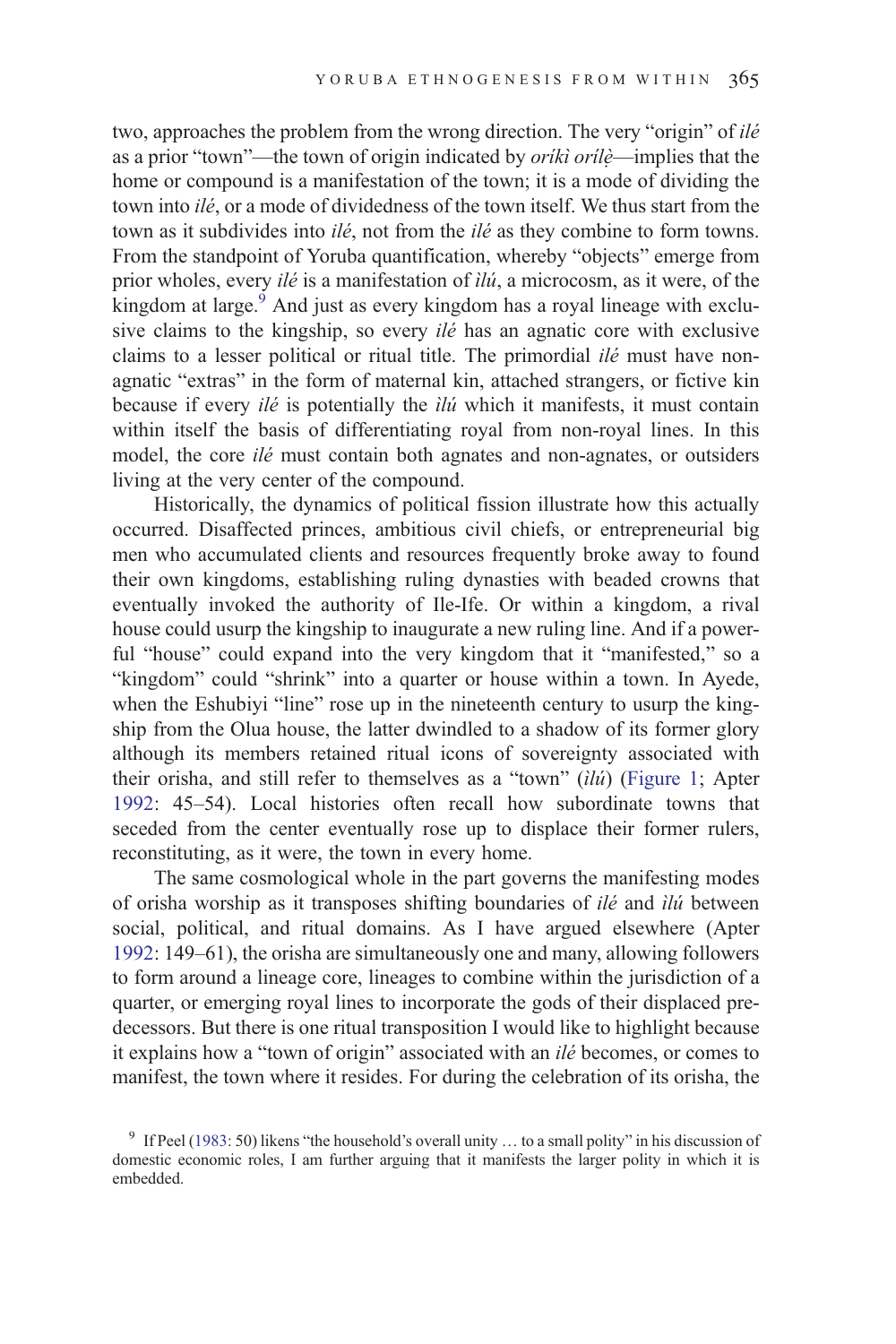two, approaches the problem from the wrong direction. The very "origin" of *ilé* as a prior "town"—the town of origin indicated by *oríkì orílẹ̀*—implies that the home or compound is a manifestation of the town; it is a mode of dividing the town into *ilé*, or a mode of dividedness of the town itself. We thus start from the town as it subdivides into *ilé*, not from the *ilé* as they combine to form towns. From the standpoint of Yoruba quantification, whereby "objects" emerge from prior wholes, every *ilé* is a manifestation of *ìlú*, a microcosm, as it were, of the kingdom at large.[9] And just as every kingdom has a royal lineage with exclusive claims to the kingship, so every *ilé* has an agnatic core with exclusive claims to a lesser political or ritual title. The primordial *ilé* must have non-agnatic "extras" in the form of maternal kin, attached strangers, or fictive kin because if every *ilé* is potentially the *ìlú* which it manifests, it must contain within itself the basis of differentiating royal from non-royal lines. In this model, the core *ilé* must contain both agnates and non-agnates, or outsiders living at the very center of the compound.

Historically, the dynamics of political fission illustrate how this actually occurred. Disaffected princes, ambitious civil chiefs, or entrepreneurial big men who accumulated clients and resources frequently broke away to found their own kingdoms, establishing ruling dynasties with beaded crowns that eventually invoked the authority of Ile-Ife. Or within a kingdom, a rival house could usurp the kingship to inaugurate a new ruling line. And if a powerful "house" could expand into the very kingdom that it "manifested," so a "kingdom" could "shrink" into a quarter or house within a town. In Ayede, when the Eshubiyi "line" rose up in the nineteenth century to usurp the kingship from the Olua house, the latter dwindled to a shadow of its former glory although its members retained ritual icons of sovereignty associated with their orisha, and still refer to themselves as a "town" (*ìlú*) (Figure 1; Apter 1992: 45–54). Local histories often recall how subordinate towns that seceded from the center eventually rose up to displace their former rulers, reconstituting, as it were, the town in every home.

The same cosmological whole in the part governs the manifesting modes of orisha worship as it transposes shifting boundaries of *ilé* and *ìlú* between social, political, and ritual domains. As I have argued elsewhere (Apter 1992: 149–61), the orisha are simultaneously one and many, allowing followers to form around a lineage core, lineages to combine within the jurisdiction of a quarter, or emerging royal lines to incorporate the gods of their displaced predecessors. But there is one ritual transposition I would like to highlight because it explains how a "town of origin" associated with an *ilé* becomes, or comes to manifest, the town where it resides. For during the celebration of its orisha, the

[9] If Peel (1983: 50) likens "the household's overall unity … to a small polity" in his discussion of domestic economic roles, I am further arguing that it manifests the larger polity in which it is embedded.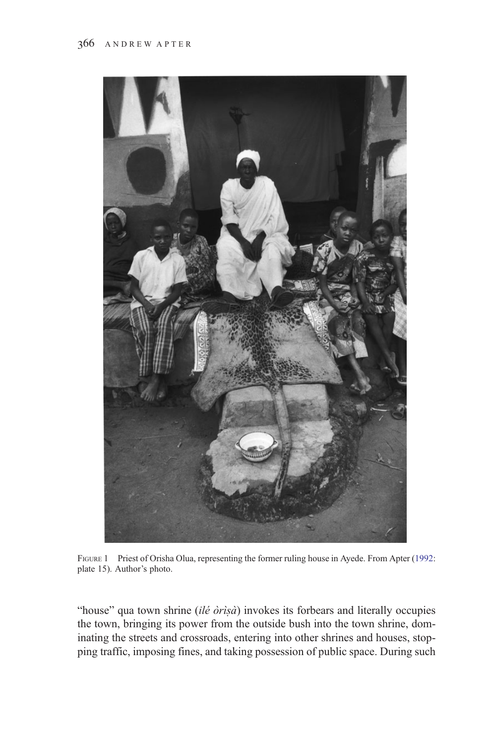FIGURE 1 Priest of Orisha Olua, representing the former ruling house in Ayede. From Apter (1992: plate 15). Author's photo.

"house" qua town shrine (*ilé òrìṣà*) invokes its forbears and literally occupies the town, bringing its power from the outside bush into the town shrine, dominating the streets and crossroads, entering into other shrines and houses, stopping traffic, imposing fines, and taking possession of public space. During such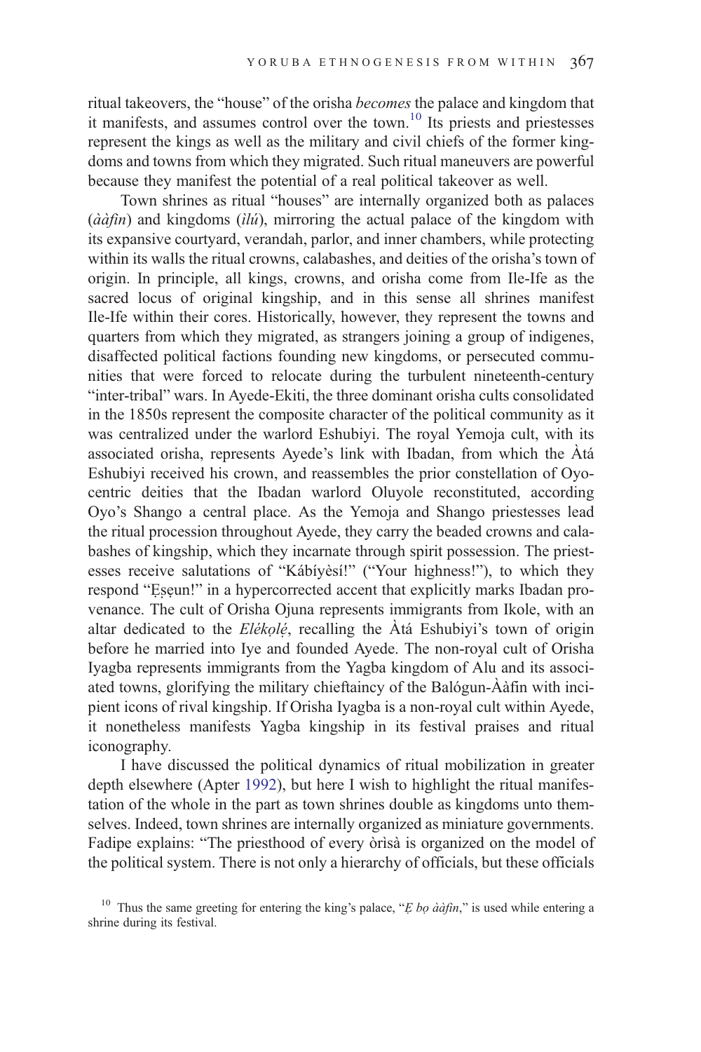ritual takeovers, the "house" of the orisha *becomes* the palace and kingdom that it manifests, and assumes control over the town.[10] Its priests and priestesses represent the kings as well as the military and civil chiefs of the former kingdoms and towns from which they migrated. Such ritual maneuvers are powerful because they manifest the potential of a real political takeover as well.

Town shrines as ritual "houses" are internally organized both as palaces (*ààfin*) and kingdoms (*ìlú*), mirroring the actual palace of the kingdom with its expansive courtyard, verandah, parlor, and inner chambers, while protecting within its walls the ritual crowns, calabashes, and deities of the orisha's town of origin. In principle, all kings, crowns, and orisha come from Ile-Ife as the sacred locus of original kingship, and in this sense all shrines manifest Ile-Ife within their cores. Historically, however, they represent the towns and quarters from which they migrated, as strangers joining a group of indigenes, disaffected political factions founding new kingdoms, or persecuted communities that were forced to relocate during the turbulent nineteenth-century "inter-tribal" wars. In Ayede-Ekiti, the three dominant orisha cults consolidated in the 1850s represent the composite character of the political community as it was centralized under the warlord Eshubiyi. The royal Yemoja cult, with its associated orisha, represents Ayede's link with Ibadan, from which the Àtá Eshubiyi received his crown, and reassembles the prior constellation of Oyo-centric deities that the Ibadan warlord Oluyole reconstituted, according Oyo's Shango a central place. As the Yemoja and Shango priestesses lead the ritual procession throughout Ayede, they carry the beaded crowns and calabashes of kingship, which they incarnate through spirit possession. The priestesses receive salutations of "Kábíyèsí!" ("Your highness!"), to which they respond "Ẹṣẹun!" in a hypercorrected accent that explicitly marks Ibadan provenance. The cult of Orisha Ojuna represents immigrants from Ikole, with an altar dedicated to the *Elékọlé*, recalling the Àtá Eshubiyi's town of origin before he married into Iye and founded Ayede. The non-royal cult of Orisha Iyagba represents immigrants from the Yagba kingdom of Alu and its associated towns, glorifying the military chieftaincy of the Balógun-Ààfin with incipient icons of rival kingship. If Orisha Iyagba is a non-royal cult within Ayede, it nonetheless manifests Yagba kingship in its festival praises and ritual iconography.

I have discussed the political dynamics of ritual mobilization in greater depth elsewhere (Apter 1992), but here I wish to highlight the ritual manifestation of the whole in the part as town shrines double as kingdoms unto themselves. Indeed, town shrines are internally organized as miniature governments. Fadipe explains: "The priesthood of every òrìsà is organized on the model of the political system. There is not only a hierarchy of officials, but these officials

[10] Thus the same greeting for entering the king's palace, "*Ẹ bọ ààfin*," is used while entering a shrine during its festival.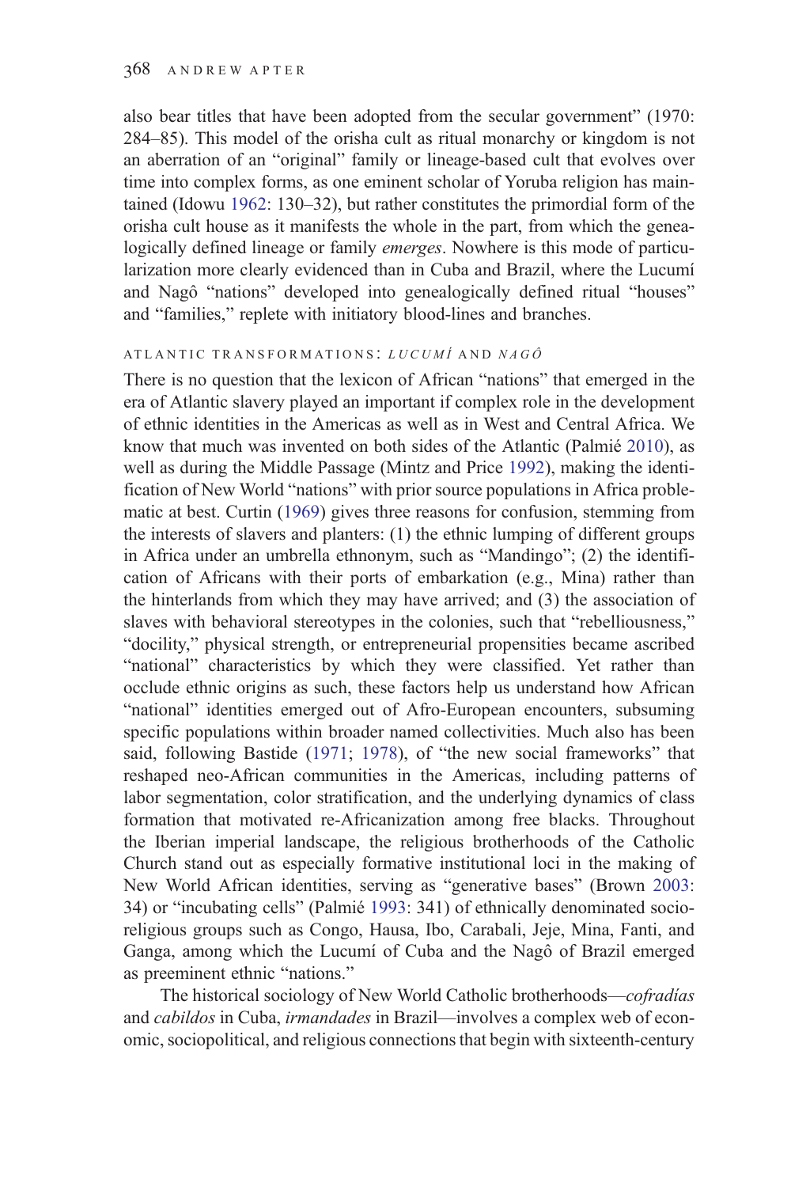also bear titles that have been adopted from the secular government" (1970: 284–85). This model of the orisha cult as ritual monarchy or kingdom is not an aberration of an "original" family or lineage-based cult that evolves over time into complex forms, as one eminent scholar of Yoruba religion has maintained (Idowu 1962: 130–32), but rather constitutes the primordial form of the orisha cult house as it manifests the whole in the part, from which the genealogically defined lineage or family *emerges*. Nowhere is this mode of particularization more clearly evidenced than in Cuba and Brazil, where the Lucumí and Nagô "nations" developed into genealogically defined ritual "houses" and "families," replete with initiatory blood-lines and branches.

### ATLANTIC TRANSFORMATIONS: *LUCUMÍ* AND *NAGÔ*

There is no question that the lexicon of African "nations" that emerged in the era of Atlantic slavery played an important if complex role in the development of ethnic identities in the Americas as well as in West and Central Africa. We know that much was invented on both sides of the Atlantic (Palmié 2010), as well as during the Middle Passage (Mintz and Price 1992), making the identification of New World "nations" with prior source populations in Africa problematic at best. Curtin (1969) gives three reasons for confusion, stemming from the interests of slavers and planters: (1) the ethnic lumping of different groups in Africa under an umbrella ethnonym, such as "Mandingo"; (2) the identification of Africans with their ports of embarkation (e.g., Mina) rather than the hinterlands from which they may have arrived; and (3) the association of slaves with behavioral stereotypes in the colonies, such that "rebelliousness," "docility," physical strength, or entrepreneurial propensities became ascribed "national" characteristics by which they were classified. Yet rather than occlude ethnic origins as such, these factors help us understand how African "national" identities emerged out of Afro-European encounters, subsuming specific populations within broader named collectivities. Much also has been said, following Bastide (1971; 1978), of "the new social frameworks" that reshaped neo-African communities in the Americas, including patterns of labor segmentation, color stratification, and the underlying dynamics of class formation that motivated re-Africanization among free blacks. Throughout the Iberian imperial landscape, the religious brotherhoods of the Catholic Church stand out as especially formative institutional loci in the making of New World African identities, serving as "generative bases" (Brown 2003: 34) or "incubating cells" (Palmié 1993: 341) of ethnically denominated socio-religious groups such as Congo, Hausa, Ibo, Carabali, Jeje, Mina, Fanti, and Ganga, among which the Lucumí of Cuba and the Nagô of Brazil emerged as preeminent ethnic "nations."

The historical sociology of New World Catholic brotherhoods—*cofradías* and *cabildos* in Cuba, *irmandades* in Brazil—involves a complex web of economic, sociopolitical, and religious connections that begin with sixteenth-century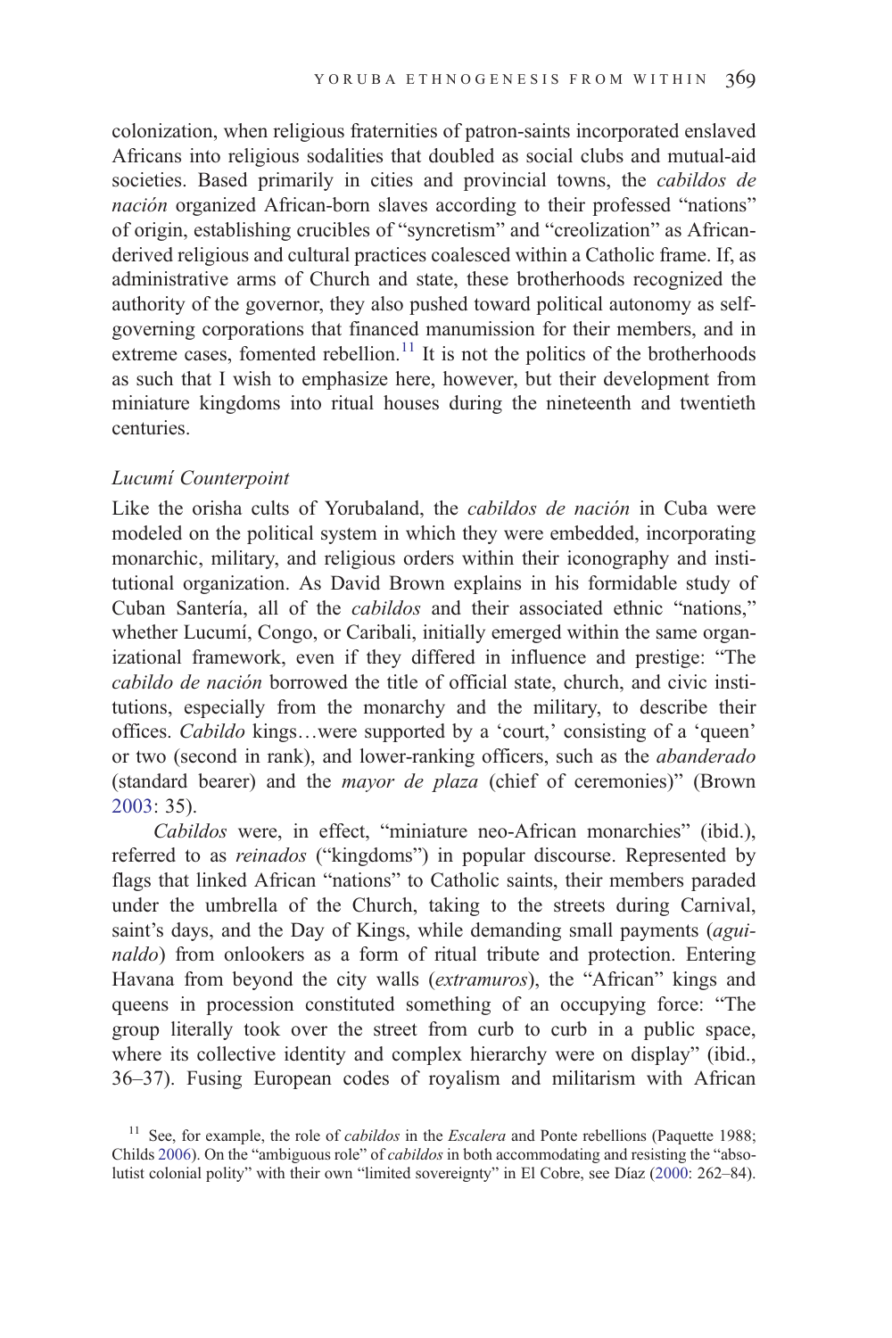colonization, when religious fraternities of patron-saints incorporated enslaved Africans into religious sodalities that doubled as social clubs and mutual-aid societies. Based primarily in cities and provincial towns, the *cabildos de nación* organized African-born slaves according to their professed "nations" of origin, establishing crucibles of "syncretism" and "creolization" as African-derived religious and cultural practices coalesced within a Catholic frame. If, as administrative arms of Church and state, these brotherhoods recognized the authority of the governor, they also pushed toward political autonomy as self-governing corporations that financed manumission for their members, and in extreme cases, fomented rebellion.[11] It is not the politics of the brotherhoods as such that I wish to emphasize here, however, but their development from miniature kingdoms into ritual houses during the nineteenth and twentieth centuries.

*Lucumí Counterpoint*

Like the orisha cults of Yorubaland, the *cabildos de nación* in Cuba were modeled on the political system in which they were embedded, incorporating monarchic, military, and religious orders within their iconography and institutional organization. As David Brown explains in his formidable study of Cuban Santería, all of the *cabildos* and their associated ethnic "nations," whether Lucumí, Congo, or Caribali, initially emerged within the same organizational framework, even if they differed in influence and prestige: "The *cabildo de nación* borrowed the title of official state, church, and civic institutions, especially from the monarchy and the military, to describe their offices. *Cabildo* kings…were supported by a 'court,' consisting of a 'queen' or two (second in rank), and lower-ranking officers, such as the *abanderado* (standard bearer) and the *mayor de plaza* (chief of ceremonies)" (Brown 2003: 35).

*Cabildos* were, in effect, "miniature neo-African monarchies" (ibid.), referred to as *reinados* ("kingdoms") in popular discourse. Represented by flags that linked African "nations" to Catholic saints, their members paraded under the umbrella of the Church, taking to the streets during Carnival, saint's days, and the Day of Kings, while demanding small payments (*aguinaldo*) from onlookers as a form of ritual tribute and protection. Entering Havana from beyond the city walls (*extramuros*), the "African" kings and queens in procession constituted something of an occupying force: "The group literally took over the street from curb to curb in a public space, where its collective identity and complex hierarchy were on display" (ibid., 36–37). Fusing European codes of royalism and militarism with African

[11] See, for example, the role of *cabildos* in the *Escalera* and Ponte rebellions (Paquette 1988; Childs 2006). On the "ambiguous role" of *cabildos* in both accommodating and resisting the "absolutist colonial polity" with their own "limited sovereignty" in El Cobre, see Díaz (2000: 262–84).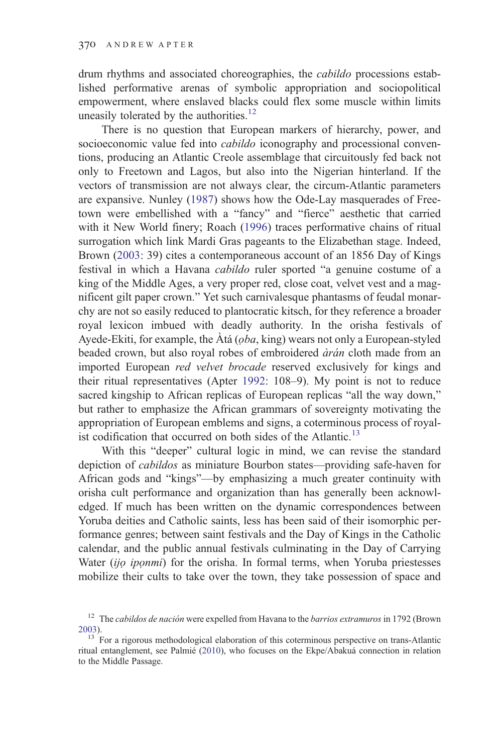drum rhythms and associated choreographies, the *cabildo* processions established performative arenas of symbolic appropriation and sociopolitical empowerment, where enslaved blacks could flex some muscle within limits uneasily tolerated by the authorities.[12]

There is no question that European markers of hierarchy, power, and socioeconomic value fed into *cabildo* iconography and processional conventions, producing an Atlantic Creole assemblage that circuitously fed back not only to Freetown and Lagos, but also into the Nigerian hinterland. If the vectors of transmission are not always clear, the circum-Atlantic parameters are expansive. Nunley (1987) shows how the Ode-Lay masquerades of Freetown were embellished with a "fancy" and "fierce" aesthetic that carried with it New World finery; Roach (1996) traces performative chains of ritual surrogation which link Mardi Gras pageants to the Elizabethan stage. Indeed, Brown (2003: 39) cites a contemporaneous account of an 1856 Day of Kings festival in which a Havana *cabildo* ruler sported "a genuine costume of a king of the Middle Ages, a very proper red, close coat, velvet vest and a magnificent gilt paper crown." Yet such carnivalesque phantasms of feudal monarchy are not so easily reduced to plantocratic kitsch, for they reference a broader royal lexicon imbued with deadly authority. In the orisha festivals of Ayede-Ekiti, for example, the Àtá (*ọba*, king) wears not only a European-styled beaded crown, but also royal robes of embroidered *àrán* cloth made from an imported European *red velvet brocade* reserved exclusively for kings and their ritual representatives (Apter 1992: 108–9). My point is not to reduce sacred kingship to African replicas of European replicas "all the way down," but rather to emphasize the African grammars of sovereignty motivating the appropriation of European emblems and signs, a coterminous process of royalist codification that occurred on both sides of the Atlantic.[13]

With this "deeper" cultural logic in mind, we can revise the standard depiction of *cabildos* as miniature Bourbon states—providing safe-haven for African gods and "kings"—by emphasizing a much greater continuity with orisha cult performance and organization than has generally been acknowledged. If much has been written on the dynamic correspondences between Yoruba deities and Catholic saints, less has been said of their isomorphic performance genres; between saint festivals and the Day of Kings in the Catholic calendar, and the public annual festivals culminating in the Day of Carrying Water (*ijọ ipọnmi*) for the orisha. In formal terms, when Yoruba priestesses mobilize their cults to take over the town, they take possession of space and

[12] The *cabildos de nación* were expelled from Havana to the *barrios extramuros* in 1792 (Brown 2003).

[13] For a rigorous methodological elaboration of this coterminous perspective on trans-Atlantic ritual entanglement, see Palmié (2010), who focuses on the Ekpe/Abakuá connection in relation to the Middle Passage.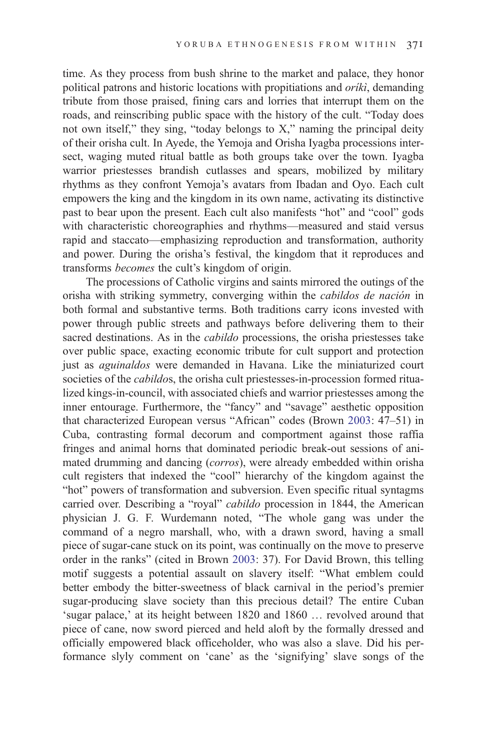time. As they process from bush shrine to the market and palace, they honor political patrons and historic locations with propitiations and *oríkì*, demanding tribute from those praised, fining cars and lorries that interrupt them on the roads, and reinscribing public space with the history of the cult. "Today does not own itself," they sing, "today belongs to X," naming the principal deity of their orisha cult. In Ayede, the Yemoja and Orisha Iyagba processions intersect, waging muted ritual battle as both groups take over the town. Iyagba warrior priestesses brandish cutlasses and spears, mobilized by military rhythms as they confront Yemoja's avatars from Ibadan and Oyo. Each cult empowers the king and the kingdom in its own name, activating its distinctive past to bear upon the present. Each cult also manifests "hot" and "cool" gods with characteristic choreographies and rhythms—measured and staid versus rapid and staccato—emphasizing reproduction and transformation, authority and power. During the orisha's festival, the kingdom that it reproduces and transforms *becomes* the cult's kingdom of origin.

The processions of Catholic virgins and saints mirrored the outings of the orisha with striking symmetry, converging within the *cabildos de nación* in both formal and substantive terms. Both traditions carry icons invested with power through public streets and pathways before delivering them to their sacred destinations. As in the *cabildo* processions, the orisha priestesses take over public space, exacting economic tribute for cult support and protection just as *aguinaldos* were demanded in Havana. Like the miniaturized court societies of the *cabildo*s, the orisha cult priestesses-in-procession formed ritualized kings-in-council, with associated chiefs and warrior priestesses among the inner entourage. Furthermore, the "fancy" and "savage" aesthetic opposition that characterized European versus "African" codes (Brown 2003: 47–51) in Cuba, contrasting formal decorum and comportment against those raffia fringes and animal horns that dominated periodic break-out sessions of animated drumming and dancing (*corros*), were already embedded within orisha cult registers that indexed the "cool" hierarchy of the kingdom against the "hot" powers of transformation and subversion. Even specific ritual syntagms carried over. Describing a "royal" *cabildo* procession in 1844, the American physician J. G. F. Wurdemann noted, "The whole gang was under the command of a negro marshall, who, with a drawn sword, having a small piece of sugar-cane stuck on its point, was continually on the move to preserve order in the ranks" (cited in Brown 2003: 37). For David Brown, this telling motif suggests a potential assault on slavery itself: "What emblem could better embody the bitter-sweetness of black carnival in the period's premier sugar-producing slave society than this precious detail? The entire Cuban 'sugar palace,' at its height between 1820 and 1860 … revolved around that piece of cane, now sword pierced and held aloft by the formally dressed and officially empowered black officeholder, who was also a slave. Did his performance slyly comment on 'cane' as the 'signifying' slave songs of the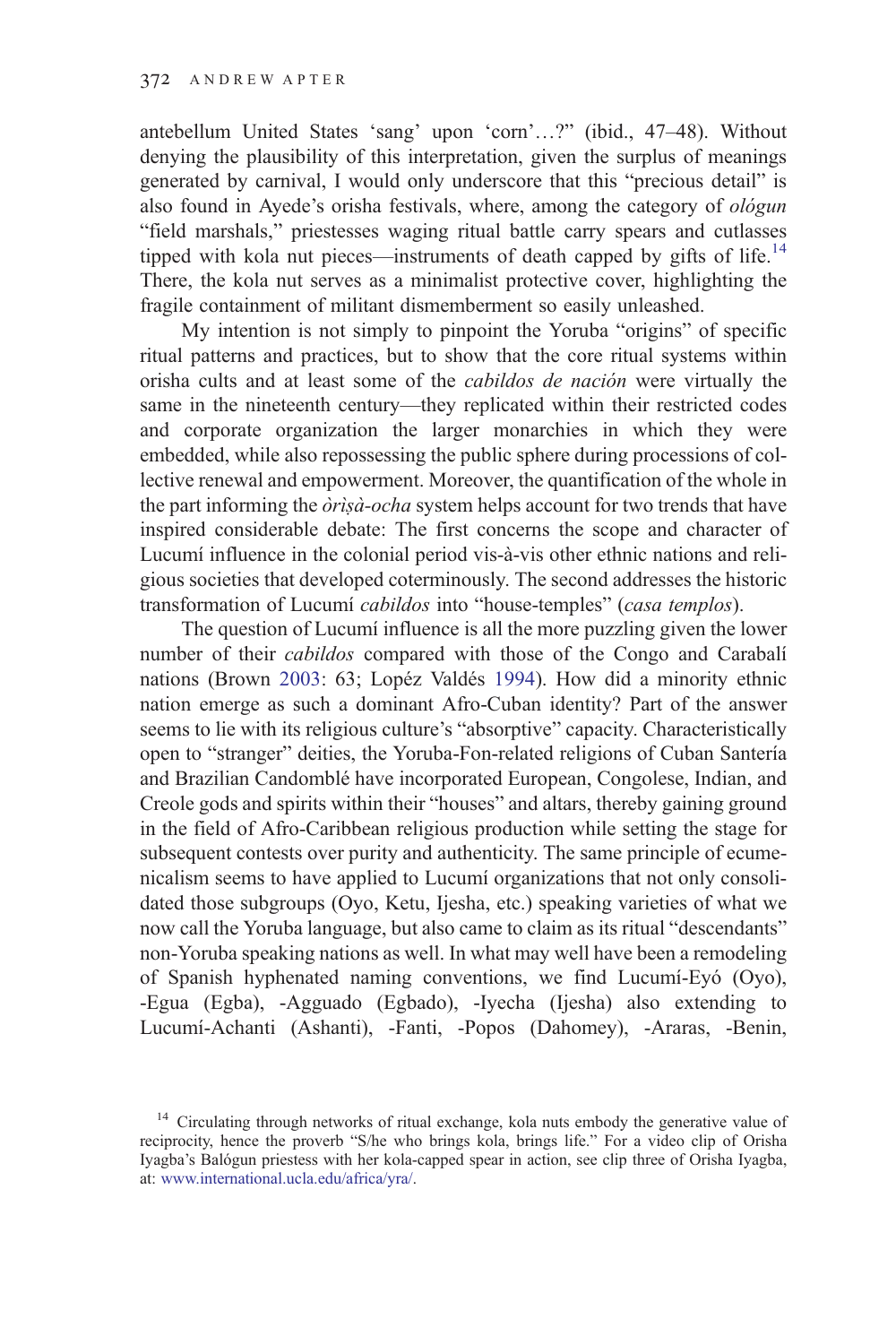antebellum United States 'sang' upon 'corn'…?" (ibid., 47–48). Without denying the plausibility of this interpretation, given the surplus of meanings generated by carnival, I would only underscore that this "precious detail" is also found in Ayede's orisha festivals, where, among the category of *ológun* "field marshals," priestesses waging ritual battle carry spears and cutlasses tipped with kola nut pieces—instruments of death capped by gifts of life.[14] There, the kola nut serves as a minimalist protective cover, highlighting the fragile containment of militant dismemberment so easily unleashed.

My intention is not simply to pinpoint the Yoruba "origins" of specific ritual patterns and practices, but to show that the core ritual systems within orisha cults and at least some of the *cabildos de nación* were virtually the same in the nineteenth century—they replicated within their restricted codes and corporate organization the larger monarchies in which they were embedded, while also repossessing the public sphere during processions of collective renewal and empowerment. Moreover, the quantification of the whole in the part informing the *òrìṣà-ocha* system helps account for two trends that have inspired considerable debate: The first concerns the scope and character of Lucumí influence in the colonial period vis-à-vis other ethnic nations and religious societies that developed coterminously. The second addresses the historic transformation of Lucumí *cabildos* into "house-temples" (*casa templos*).

The question of Lucumí influence is all the more puzzling given the lower number of their *cabildos* compared with those of the Congo and Carabalí nations (Brown 2003: 63; Lopéz Valdés 1994). How did a minority ethnic nation emerge as such a dominant Afro-Cuban identity? Part of the answer seems to lie with its religious culture's "absorptive" capacity. Characteristically open to "stranger" deities, the Yoruba-Fon-related religions of Cuban Santería and Brazilian Candomblé have incorporated European, Congolese, Indian, and Creole gods and spirits within their "houses" and altars, thereby gaining ground in the field of Afro-Caribbean religious production while setting the stage for subsequent contests over purity and authenticity. The same principle of ecumenicalism seems to have applied to Lucumí organizations that not only consolidated those subgroups (Oyo, Ketu, Ijesha, etc.) speaking varieties of what we now call the Yoruba language, but also came to claim as its ritual "descendants" non-Yoruba speaking nations as well. In what may well have been a remodeling of Spanish hyphenated naming conventions, we find Lucumí-Eyó (Oyo), -Egua (Egba), -Agguado (Egbado), -Iyecha (Ijesha) also extending to Lucumí-Achanti (Ashanti), -Fanti, -Popos (Dahomey), -Araras, -Benin,

[14] Circulating through networks of ritual exchange, kola nuts embody the generative value of reciprocity, hence the proverb "S/he who brings kola, brings life." For a video clip of Orisha Iyagba's Balógun priestess with her kola-capped spear in action, see clip three of Orisha Iyagba, at: www.international.ucla.edu/africa/yra/.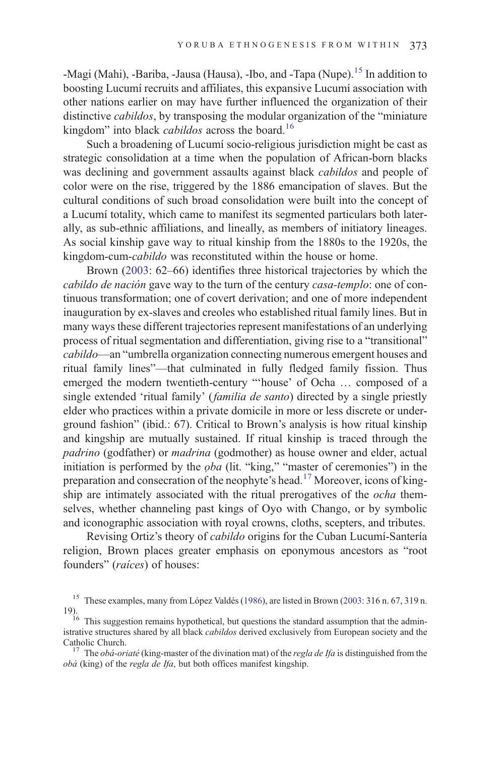-Magi (Mahi), -Bariba, -Jausa (Hausa), -Ibo, and -Tapa (Nupe).[15] In addition to boosting Lucumí recruits and affiliates, this expansive Lucumí association with other nations earlier on may have further influenced the organization of their distinctive *cabildos*, by transposing the modular organization of the "miniature kingdom" into black *cabildos* across the board.[16]

Such a broadening of Lucumí socio-religious jurisdiction might be cast as strategic consolidation at a time when the population of African-born blacks was declining and government assaults against black *cabildos* and people of color were on the rise, triggered by the 1886 emancipation of slaves. But the cultural conditions of such broad consolidation were built into the concept of a Lucumí totality, which came to manifest its segmented particulars both laterally, as sub-ethnic affiliations, and lineally, as members of initiatory lineages. As social kinship gave way to ritual kinship from the 1880s to the 1920s, the kingdom-cum-*cabildo* was reconstituted within the house or home.

Brown (2003: 62–66) identifies three historical trajectories by which the *cabildo de nación* gave way to the turn of the century *casa-templo*: one of continuous transformation; one of covert derivation; and one of more independent inauguration by ex-slaves and creoles who established ritual family lines. But in many ways these different trajectories represent manifestations of an underlying process of ritual segmentation and differentiation, giving rise to a "transitional" *cabildo*—an "umbrella organization connecting numerous emergent houses and ritual family lines"—that culminated in fully fledged family fission. Thus emerged the modern twentieth-century "'house' of Ocha … composed of a single extended 'ritual family' (*familia de santo*) directed by a single priestly elder who practices within a private domicile in more or less discrete or underground fashion" (ibid.: 67). Critical to Brown's analysis is how ritual kinship and kingship are mutually sustained. If ritual kinship is traced through the *padrino* (godfather) or *madrina* (godmother) as house owner and elder, actual initiation is performed by the *ọba* (lit. "king," "master of ceremonies") in the preparation and consecration of the neophyte's head.[17] Moreover, icons of kingship are intimately associated with the ritual prerogatives of the *ocha* themselves, whether channeling past kings of Oyo with Chango, or by symbolic and iconographic association with royal crowns, cloths, scepters, and tributes.

Revising Ortiz's theory of *cabildo* origins for the Cuban Lucumí-Santería religion, Brown places greater emphasis on eponymous ancestors as "root founders" (*raíces*) of houses:

---

[15] These examples, many from López Valdés (1986), are listed in Brown (2003: 316 n. 67, 319 n. 19).

[16] This suggestion remains hypothetical, but questions the standard assumption that the administrative structures shared by all black *cabildos* derived exclusively from European society and the Catholic Church.

[17] The *obá-oriaté* (king-master of the divination mat) of the *regla de Ifa* is distinguished from the *obá* (king) of the *regla de Ifa*, but both offices manifest kingship.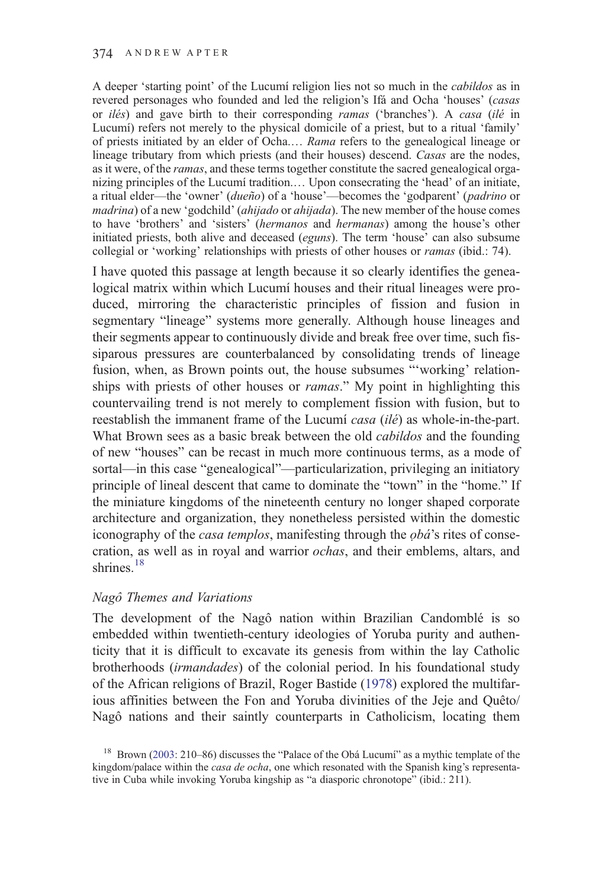A deeper 'starting point' of the Lucumí religion lies not so much in the *cabildos* as in revered personages who founded and led the religion's Ifá and Ocha 'houses' (*casas* or *ilés*) and gave birth to their corresponding *ramas* ('branches'). A *casa* (*ilé* in Lucumí) refers not merely to the physical domicile of a priest, but to a ritual 'family' of priests initiated by an elder of Ocha.… *Rama* refers to the genealogical lineage or lineage tributary from which priests (and their houses) descend. *Casas* are the nodes, as it were, of the *ramas*, and these terms together constitute the sacred genealogical organizing principles of the Lucumí tradition.… Upon consecrating the 'head' of an initiate, a ritual elder—the 'owner' (*dueño*) of a 'house'—becomes the 'godparent' (*padrino* or *madrina*) of a new 'godchild' (*ahijado* or *ahijada*). The new member of the house comes to have 'brothers' and 'sisters' (*hermanos* and *hermanas*) among the house's other initiated priests, both alive and deceased (*eguns*). The term 'house' can also subsume collegial or 'working' relationships with priests of other houses or *ramas* (ibid.: 74).

I have quoted this passage at length because it so clearly identifies the genealogical matrix within which Lucumí houses and their ritual lineages were produced, mirroring the characteristic principles of fission and fusion in segmentary "lineage" systems more generally. Although house lineages and their segments appear to continuously divide and break free over time, such fissiparous pressures are counterbalanced by consolidating trends of lineage fusion, when, as Brown points out, the house subsumes "'working' relationships with priests of other houses or *ramas*." My point in highlighting this countervailing trend is not merely to complement fission with fusion, but to reestablish the immanent frame of the Lucumí *casa* (*ilé*) as whole-in-the-part. What Brown sees as a basic break between the old *cabildos* and the founding of new "houses" can be recast in much more continuous terms, as a mode of sortal—in this case "genealogical"—particularization, privileging an initiatory principle of lineal descent that came to dominate the "town" in the "home." If the miniature kingdoms of the nineteenth century no longer shaped corporate architecture and organization, they nonetheless persisted within the domestic iconography of the *casa templos*, manifesting through the *ọbá*'s rites of consecration, as well as in royal and warrior *ochas*, and their emblems, altars, and shrines.[18]

## *Nagô Themes and Variations*

The development of the Nagô nation within Brazilian Candomblé is so embedded within twentieth-century ideologies of Yoruba purity and authenticity that it is difficult to excavate its genesis from within the lay Catholic brotherhoods (*irmandades*) of the colonial period. In his foundational study of the African religions of Brazil, Roger Bastide (1978) explored the multifarious affinities between the Fon and Yoruba divinities of the Jeje and Quêto/Nagô nations and their saintly counterparts in Catholicism, locating them

[18] Brown (2003: 210–86) discusses the "Palace of the Obá Lucumí" as a mythic template of the kingdom/palace within the *casa de ocha*, one which resonated with the Spanish king's representative in Cuba while invoking Yoruba kingship as "a diasporic chronotope" (ibid.: 211).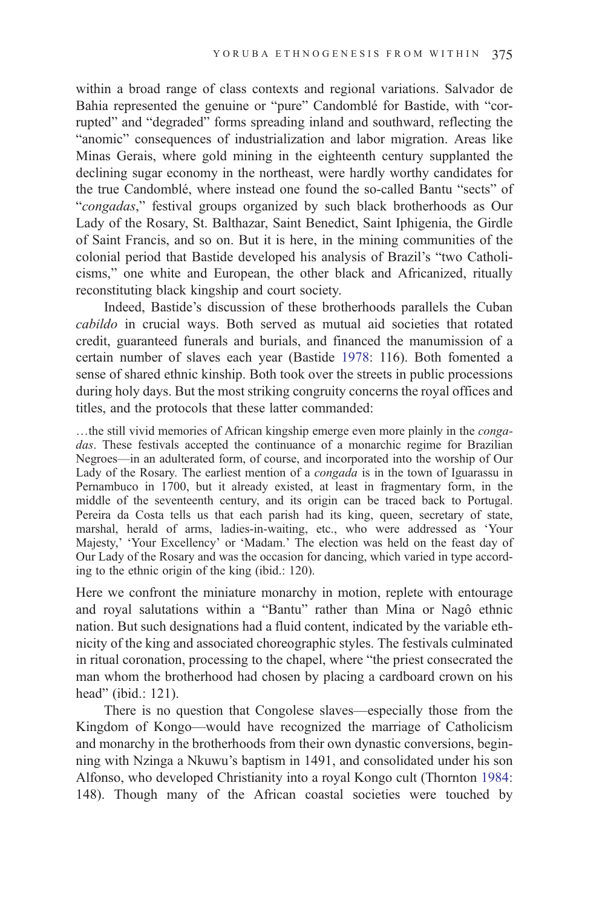within a broad range of class contexts and regional variations. Salvador de Bahia represented the genuine or "pure" Candomblé for Bastide, with "corrupted" and "degraded" forms spreading inland and southward, reflecting the "anomic" consequences of industrialization and labor migration. Areas like Minas Gerais, where gold mining in the eighteenth century supplanted the declining sugar economy in the northeast, were hardly worthy candidates for the true Candomblé, where instead one found the so-called Bantu "sects" of "*congadas*," festival groups organized by such black brotherhoods as Our Lady of the Rosary, St. Balthazar, Saint Benedict, Saint Iphigenia, the Girdle of Saint Francis, and so on. But it is here, in the mining communities of the colonial period that Bastide developed his analysis of Brazil's "two Catholicisms," one white and European, the other black and Africanized, ritually reconstituting black kingship and court society.

Indeed, Bastide's discussion of these brotherhoods parallels the Cuban *cabildo* in crucial ways. Both served as mutual aid societies that rotated credit, guaranteed funerals and burials, and financed the manumission of a certain number of slaves each year (Bastide 1978: 116). Both fomented a sense of shared ethnic kinship. Both took over the streets in public processions during holy days. But the most striking congruity concerns the royal offices and titles, and the protocols that these latter commanded:

> …the still vivid memories of African kingship emerge even more plainly in the *congadas*. These festivals accepted the continuance of a monarchic regime for Brazilian Negroes—in an adulterated form, of course, and incorporated into the worship of Our Lady of the Rosary. The earliest mention of a *congada* is in the town of Iguarassu in Pernambuco in 1700, but it already existed, at least in fragmentary form, in the middle of the seventeenth century, and its origin can be traced back to Portugal. Pereira da Costa tells us that each parish had its king, queen, secretary of state, marshal, herald of arms, ladies-in-waiting, etc., who were addressed as 'Your Majesty,' 'Your Excellency' or 'Madam.' The election was held on the feast day of Our Lady of the Rosary and was the occasion for dancing, which varied in type according to the ethnic origin of the king (ibid.: 120).

Here we confront the miniature monarchy in motion, replete with entourage and royal salutations within a "Bantu" rather than Mina or Nagô ethnic nation. But such designations had a fluid content, indicated by the variable ethnicity of the king and associated choreographic styles. The festivals culminated in ritual coronation, processing to the chapel, where "the priest consecrated the man whom the brotherhood had chosen by placing a cardboard crown on his head" (ibid.: 121).

There is no question that Congolese slaves—especially those from the Kingdom of Kongo—would have recognized the marriage of Catholicism and monarchy in the brotherhoods from their own dynastic conversions, beginning with Nzinga a Nkuwu's baptism in 1491, and consolidated under his son Alfonso, who developed Christianity into a royal Kongo cult (Thornton 1984: 148). Though many of the African coastal societies were touched by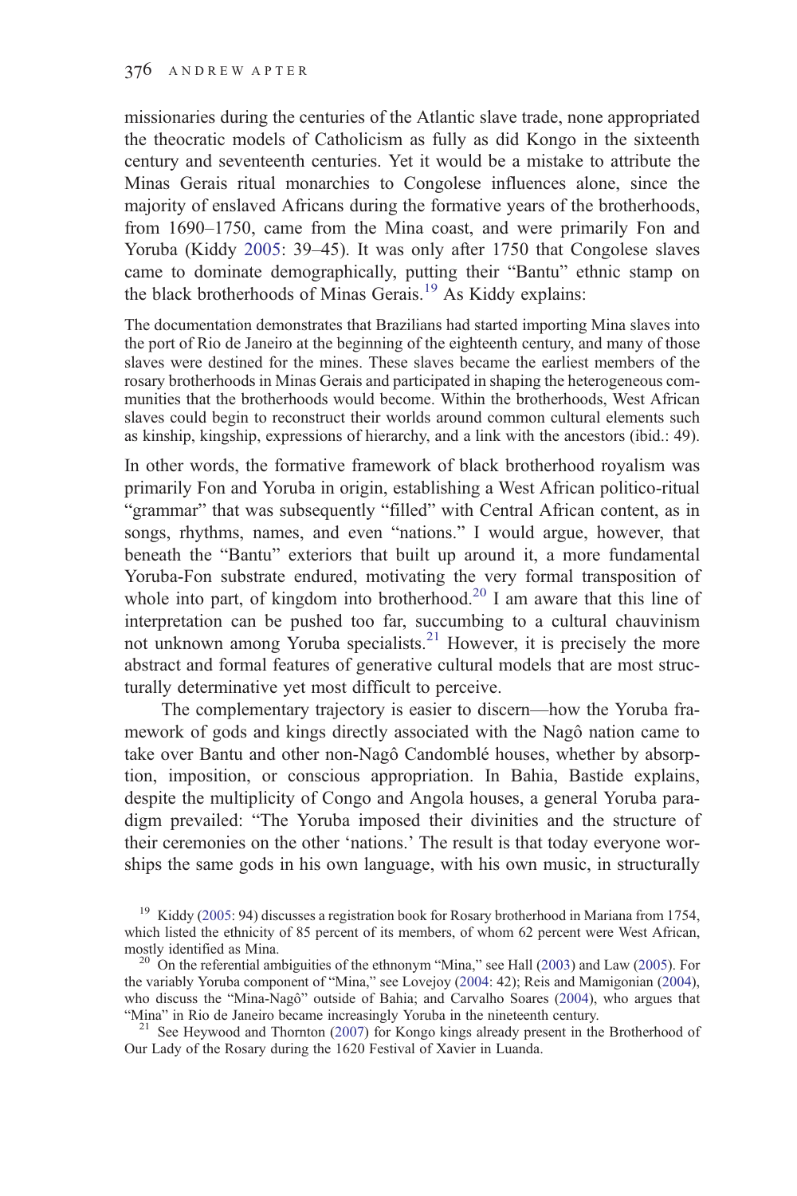missionaries during the centuries of the Atlantic slave trade, none appropriated the theocratic models of Catholicism as fully as did Kongo in the sixteenth century and seventeenth centuries. Yet it would be a mistake to attribute the Minas Gerais ritual monarchies to Congolese influences alone, since the majority of enslaved Africans during the formative years of the brotherhoods, from 1690–1750, came from the Mina coast, and were primarily Fon and Yoruba (Kiddy 2005: 39–45). It was only after 1750 that Congolese slaves came to dominate demographically, putting their "Bantu" ethnic stamp on the black brotherhoods of Minas Gerais.[19] As Kiddy explains:

> The documentation demonstrates that Brazilians had started importing Mina slaves into the port of Rio de Janeiro at the beginning of the eighteenth century, and many of those slaves were destined for the mines. These slaves became the earliest members of the rosary brotherhoods in Minas Gerais and participated in shaping the heterogeneous communities that the brotherhoods would become. Within the brotherhoods, West African slaves could begin to reconstruct their worlds around common cultural elements such as kinship, kingship, expressions of hierarchy, and a link with the ancestors (ibid.: 49).

In other words, the formative framework of black brotherhood royalism was primarily Fon and Yoruba in origin, establishing a West African politico-ritual "grammar" that was subsequently "filled" with Central African content, as in songs, rhythms, names, and even "nations." I would argue, however, that beneath the "Bantu" exteriors that built up around it, a more fundamental Yoruba-Fon substrate endured, motivating the very formal transposition of whole into part, of kingdom into brotherhood.[20] I am aware that this line of interpretation can be pushed too far, succumbing to a cultural chauvinism not unknown among Yoruba specialists.[21] However, it is precisely the more abstract and formal features of generative cultural models that are most structurally determinative yet most difficult to perceive.

The complementary trajectory is easier to discern—how the Yoruba framework of gods and kings directly associated with the Nagô nation came to take over Bantu and other non-Nagô Candomblé houses, whether by absorption, imposition, or conscious appropriation. In Bahia, Bastide explains, despite the multiplicity of Congo and Angola houses, a general Yoruba paradigm prevailed: "The Yoruba imposed their divinities and the structure of their ceremonies on the other 'nations.' The result is that today everyone worships the same gods in his own language, with his own music, in structurally

[19] Kiddy (2005: 94) discusses a registration book for Rosary brotherhood in Mariana from 1754, which listed the ethnicity of 85 percent of its members, of whom 62 percent were West African, mostly identified as Mina.

[20] On the referential ambiguities of the ethnonym "Mina," see Hall (2003) and Law (2005). For the variably Yoruba component of "Mina," see Lovejoy (2004: 42); Reis and Mamigonian (2004), who discuss the "Mina-Nagô" outside of Bahia; and Carvalho Soares (2004), who argues that "Mina" in Rio de Janeiro became increasingly Yoruba in the nineteenth century.

[21] See Heywood and Thornton (2007) for Kongo kings already present in the Brotherhood of Our Lady of the Rosary during the 1620 Festival of Xavier in Luanda.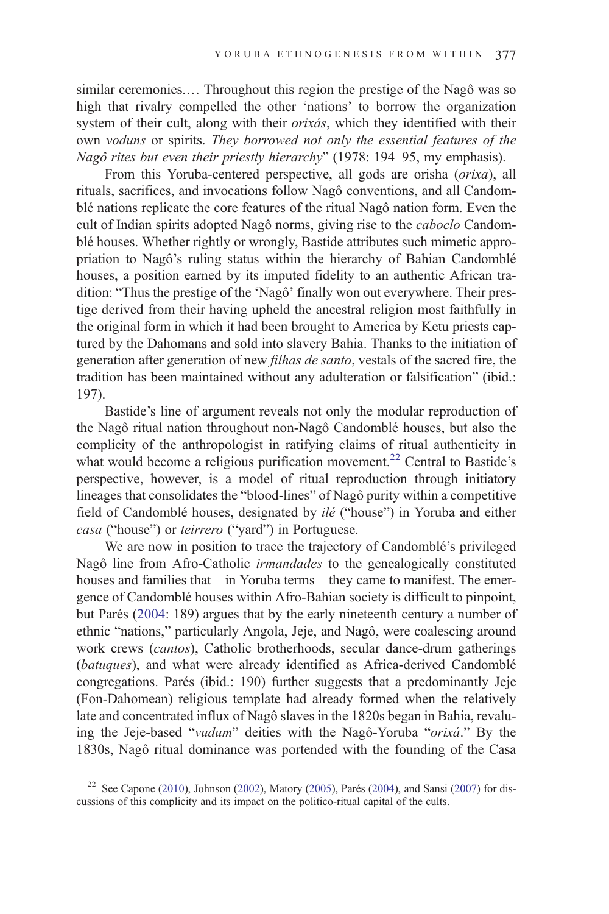similar ceremonies.… Throughout this region the prestige of the Nagô was so high that rivalry compelled the other 'nations' to borrow the organization system of their cult, along with their *orixás*, which they identified with their own *voduns* or spirits. *They borrowed not only the essential features of the Nagô rites but even their priestly hierarchy*" (1978: 194–95, my emphasis).

From this Yoruba-centered perspective, all gods are orisha (*orixa*), all rituals, sacrifices, and invocations follow Nagô conventions, and all Candomblé nations replicate the core features of the ritual Nagô nation form. Even the cult of Indian spirits adopted Nagô norms, giving rise to the *caboclo* Candomblé houses. Whether rightly or wrongly, Bastide attributes such mimetic appropriation to Nagô's ruling status within the hierarchy of Bahian Candomblé houses, a position earned by its imputed fidelity to an authentic African tradition: "Thus the prestige of the 'Nagô' finally won out everywhere. Their prestige derived from their having upheld the ancestral religion most faithfully in the original form in which it had been brought to America by Ketu priests captured by the Dahomans and sold into slavery Bahia. Thanks to the initiation of generation after generation of new *filhas de santo*, vestals of the sacred fire, the tradition has been maintained without any adulteration or falsification" (ibid.: 197).

Bastide's line of argument reveals not only the modular reproduction of the Nagô ritual nation throughout non-Nagô Candomblé houses, but also the complicity of the anthropologist in ratifying claims of ritual authenticity in what would become a religious purification movement.[22] Central to Bastide's perspective, however, is a model of ritual reproduction through initiatory lineages that consolidates the "blood-lines" of Nagô purity within a competitive field of Candomblé houses, designated by *ilé* ("house") in Yoruba and either *casa* ("house") or *teirrero* ("yard") in Portuguese.

We are now in position to trace the trajectory of Candomblé's privileged Nagô line from Afro-Catholic *irmandades* to the genealogically constituted houses and families that—in Yoruba terms—they came to manifest. The emergence of Candomblé houses within Afro-Bahian society is difficult to pinpoint, but Parés (2004: 189) argues that by the early nineteenth century a number of ethnic "nations," particularly Angola, Jeje, and Nagô, were coalescing around work crews (*cantos*), Catholic brotherhoods, secular dance-drum gatherings (*batuques*), and what were already identified as Africa-derived Candomblé congregations. Parés (ibid.: 190) further suggests that a predominantly Jeje (Fon-Dahomean) religious template had already formed when the relatively late and concentrated influx of Nagô slaves in the 1820s began in Bahia, revaluing the Jeje-based "*vudum*" deities with the Nagô-Yoruba "*orixá*." By the 1830s, Nagô ritual dominance was portended with the founding of the Casa

[22] See Capone (2010), Johnson (2002), Matory (2005), Parés (2004), and Sansi (2007) for discussions of this complicity and its impact on the politico-ritual capital of the cults.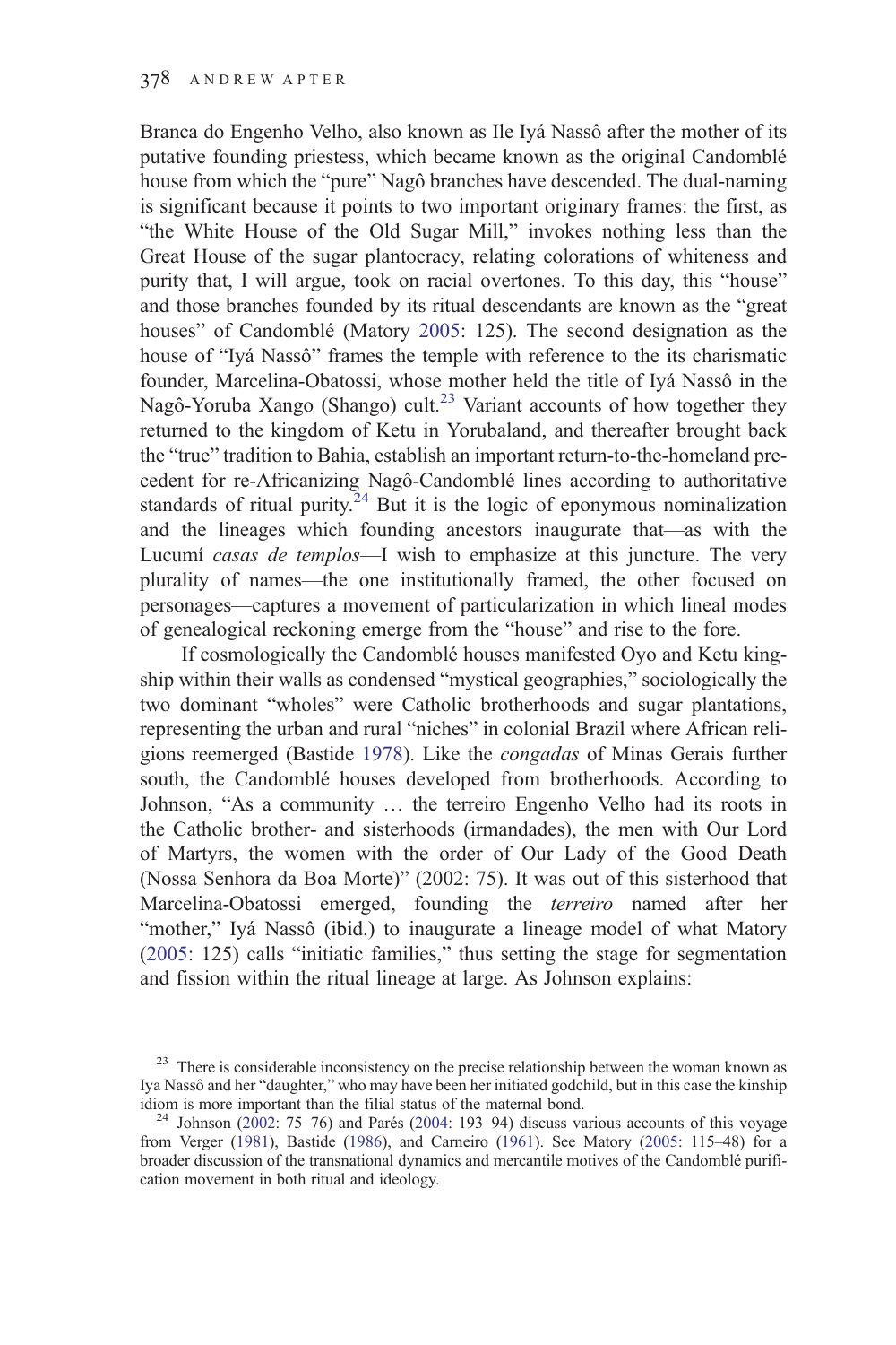Branca do Engenho Velho, also known as Ile Iyá Nassô after the mother of its putative founding priestess, which became known as the original Candomblé house from which the "pure" Nagô branches have descended. The dual-naming is significant because it points to two important originary frames: the first, as "the White House of the Old Sugar Mill," invokes nothing less than the Great House of the sugar plantocracy, relating colorations of whiteness and purity that, I will argue, took on racial overtones. To this day, this "house" and those branches founded by its ritual descendants are known as the "great houses" of Candomblé (Matory 2005: 125). The second designation as the house of "Iyá Nassô" frames the temple with reference to the its charismatic founder, Marcelina-Obatossi, whose mother held the title of Iyá Nassô in the Nagô-Yoruba Xango (Shango) cult.[23] Variant accounts of how together they returned to the kingdom of Ketu in Yorubaland, and thereafter brought back the "true" tradition to Bahia, establish an important return-to-the-homeland precedent for re-Africanizing Nagô-Candomblé lines according to authoritative standards of ritual purity.[24] But it is the logic of eponymous nominalization and the lineages which founding ancestors inaugurate that—as with the Lucumí *casas de templos*—I wish to emphasize at this juncture. The very plurality of names—the one institutionally framed, the other focused on personages—captures a movement of particularization in which lineal modes of genealogical reckoning emerge from the "house" and rise to the fore.

If cosmologically the Candomblé houses manifested Oyo and Ketu kingship within their walls as condensed "mystical geographies," sociologically the two dominant "wholes" were Catholic brotherhoods and sugar plantations, representing the urban and rural "niches" in colonial Brazil where African religions reemerged (Bastide 1978). Like the *congadas* of Minas Gerais further south, the Candomblé houses developed from brotherhoods. According to Johnson, "As a community … the terreiro Engenho Velho had its roots in the Catholic brother- and sisterhoods (irmandades), the men with Our Lord of Martyrs, the women with the order of Our Lady of the Good Death (Nossa Senhora da Boa Morte)" (2002: 75). It was out of this sisterhood that Marcelina-Obatossi emerged, founding the *terreiro* named after her "mother," Iyá Nassô (ibid.) to inaugurate a lineage model of what Matory (2005: 125) calls "initiatic families," thus setting the stage for segmentation and fission within the ritual lineage at large. As Johnson explains:

[23] There is considerable inconsistency on the precise relationship between the woman known as Iya Nassô and her "daughter," who may have been her initiated godchild, but in this case the kinship idiom is more important than the filial status of the maternal bond.

[24] Johnson (2002: 75–76) and Parés (2004: 193–94) discuss various accounts of this voyage from Verger (1981), Bastide (1986), and Carneiro (1961). See Matory (2005: 115–48) for a broader discussion of the transnational dynamics and mercantile motives of the Candomblé purification movement in both ritual and ideology.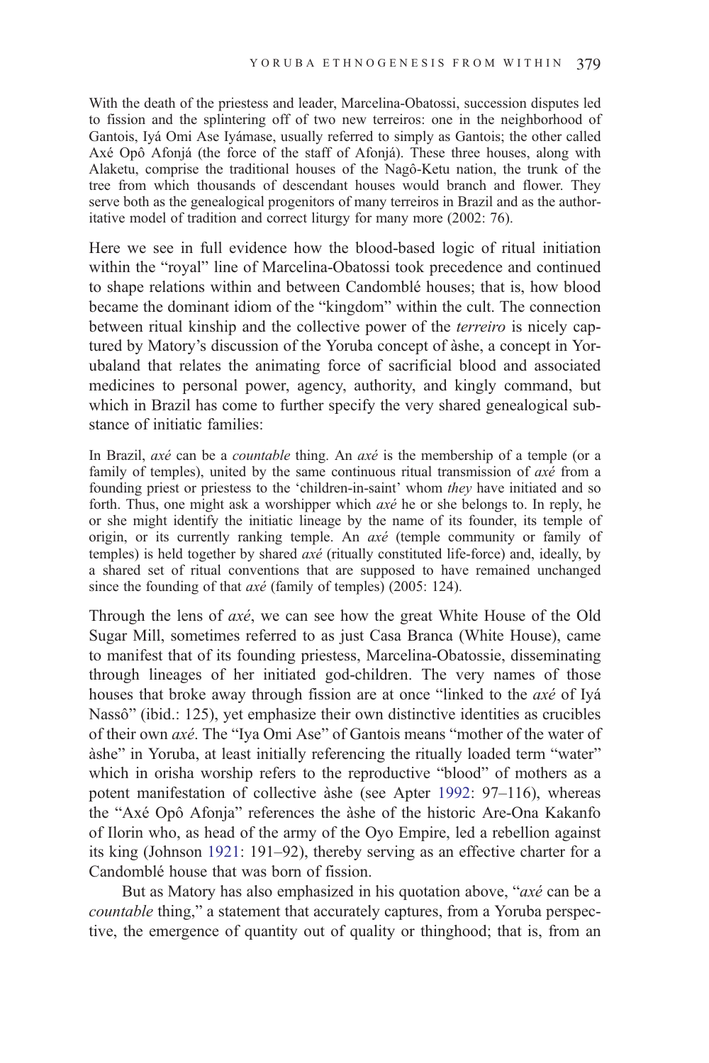> With the death of the priestess and leader, Marcelina-Obatossi, succession disputes led to fission and the splintering off of two new terreiros: one in the neighborhood of Gantois, Iyá Omi Ase Iyámase, usually referred to simply as Gantois; the other called Axé Opô Afonjá (the force of the staff of Afonjá). These three houses, along with Alaketu, comprise the traditional houses of the Nagô-Ketu nation, the trunk of the tree from which thousands of descendant houses would branch and flower. They serve both as the genealogical progenitors of many terreiros in Brazil and as the authoritative model of tradition and correct liturgy for many more (2002: 76).

Here we see in full evidence how the blood-based logic of ritual initiation within the "royal" line of Marcelina-Obatossi took precedence and continued to shape relations within and between Candomblé houses; that is, how blood became the dominant idiom of the "kingdom" within the cult. The connection between ritual kinship and the collective power of the *terreiro* is nicely captured by Matory's discussion of the Yoruba concept of àshe, a concept in Yorubaland that relates the animating force of sacrificial blood and associated medicines to personal power, agency, authority, and kingly command, but which in Brazil has come to further specify the very shared genealogical substance of initiatic families:

> In Brazil, *axé* can be a *countable* thing. An *axé* is the membership of a temple (or a family of temples), united by the same continuous ritual transmission of *axé* from a founding priest or priestess to the 'children-in-saint' whom *they* have initiated and so forth. Thus, one might ask a worshipper which *axé* he or she belongs to. In reply, he or she might identify the initiatic lineage by the name of its founder, its temple of origin, or its currently ranking temple. An *axé* (temple community or family of temples) is held together by shared *axé* (ritually constituted life-force) and, ideally, by a shared set of ritual conventions that are supposed to have remained unchanged since the founding of that *axé* (family of temples) (2005: 124).

Through the lens of *axé*, we can see how the great White House of the Old Sugar Mill, sometimes referred to as just Casa Branca (White House), came to manifest that of its founding priestess, Marcelina-Obatossie, disseminating through lineages of her initiated god-children. The very names of those houses that broke away through fission are at once "linked to the *axé* of Iyá Nassô" (ibid.: 125), yet emphasize their own distinctive identities as crucibles of their own *axé*. The "Iya Omi Ase" of Gantois means "mother of the water of àshe" in Yoruba, at least initially referencing the ritually loaded term "water" which in orisha worship refers to the reproductive "blood" of mothers as a potent manifestation of collective àshe (see Apter 1992: 97–116), whereas the "Axé Opô Afonja" references the àshe of the historic Are-Ona Kakanfo of Ilorin who, as head of the army of the Oyo Empire, led a rebellion against its king (Johnson 1921: 191–92), thereby serving as an effective charter for a Candomblé house that was born of fission.

But as Matory has also emphasized in his quotation above, "*axé* can be a *countable* thing," a statement that accurately captures, from a Yoruba perspective, the emergence of quantity out of quality or thinghood; that is, from an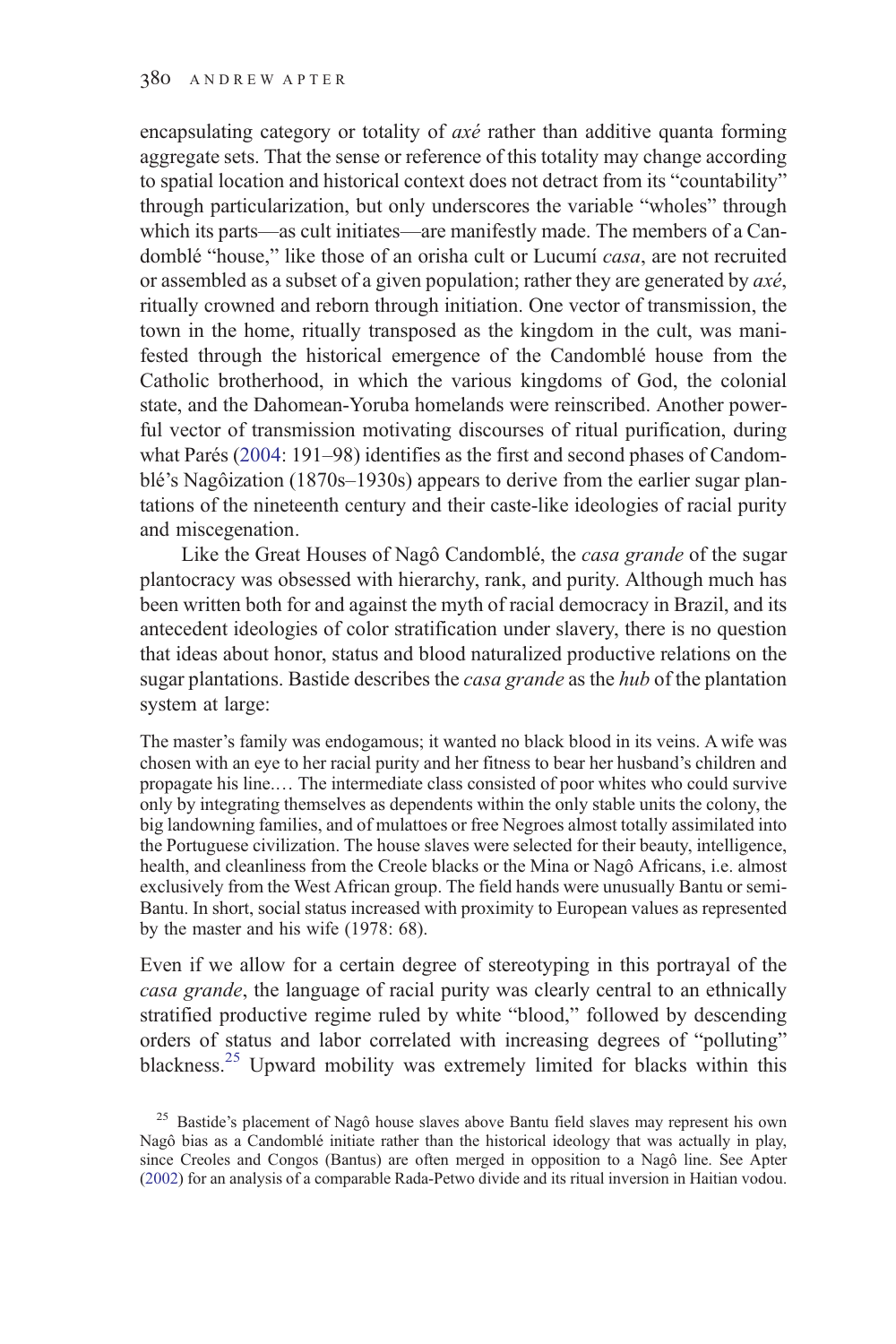encapsulating category or totality of *axé* rather than additive quanta forming aggregate sets. That the sense or reference of this totality may change according to spatial location and historical context does not detract from its "countability" through particularization, but only underscores the variable "wholes" through which its parts—as cult initiates—are manifestly made. The members of a Candomblé "house," like those of an orisha cult or Lucumí *casa*, are not recruited or assembled as a subset of a given population; rather they are generated by *axé*, ritually crowned and reborn through initiation. One vector of transmission, the town in the home, ritually transposed as the kingdom in the cult, was manifested through the historical emergence of the Candomblé house from the Catholic brotherhood, in which the various kingdoms of God, the colonial state, and the Dahomean-Yoruba homelands were reinscribed. Another powerful vector of transmission motivating discourses of ritual purification, during what Parés (2004: 191–98) identifies as the first and second phases of Candomblé's Nagôization (1870s–1930s) appears to derive from the earlier sugar plantations of the nineteenth century and their caste-like ideologies of racial purity and miscegenation.

Like the Great Houses of Nagô Candomblé, the *casa grande* of the sugar plantocracy was obsessed with hierarchy, rank, and purity. Although much has been written both for and against the myth of racial democracy in Brazil, and its antecedent ideologies of color stratification under slavery, there is no question that ideas about honor, status and blood naturalized productive relations on the sugar plantations. Bastide describes the *casa grande* as the *hub* of the plantation system at large:

> The master's family was endogamous; it wanted no black blood in its veins. A wife was chosen with an eye to her racial purity and her fitness to bear her husband's children and propagate his line.… The intermediate class consisted of poor whites who could survive only by integrating themselves as dependents within the only stable units the colony, the big landowning families, and of mulattoes or free Negroes almost totally assimilated into the Portuguese civilization. The house slaves were selected for their beauty, intelligence, health, and cleanliness from the Creole blacks or the Mina or Nagô Africans, i.e. almost exclusively from the West African group. The field hands were unusually Bantu or semi-Bantu. In short, social status increased with proximity to European values as represented by the master and his wife (1978: 68).

Even if we allow for a certain degree of stereotyping in this portrayal of the *casa grande*, the language of racial purity was clearly central to an ethnically stratified productive regime ruled by white "blood," followed by descending orders of status and labor correlated with increasing degrees of "polluting" blackness.[25] Upward mobility was extremely limited for blacks within this

[25] Bastide's placement of Nagô house slaves above Bantu field slaves may represent his own Nagô bias as a Candomblé initiate rather than the historical ideology that was actually in play, since Creoles and Congos (Bantus) are often merged in opposition to a Nagô line. See Apter (2002) for an analysis of a comparable Rada-Petwo divide and its ritual inversion in Haitian vodou.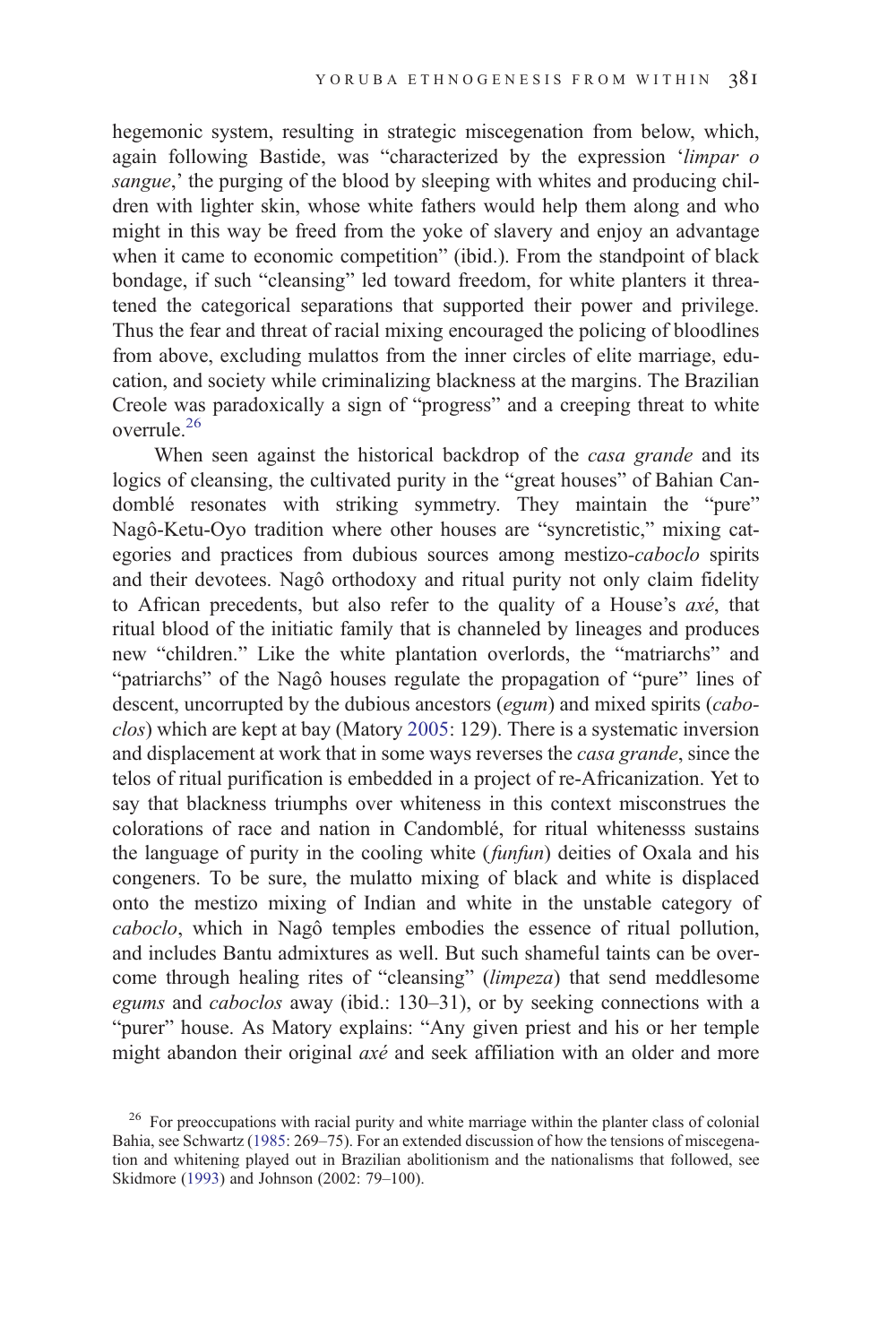hegemonic system, resulting in strategic miscegenation from below, which, again following Bastide, was "characterized by the expression '*limpar o sangue*,' the purging of the blood by sleeping with whites and producing children with lighter skin, whose white fathers would help them along and who might in this way be freed from the yoke of slavery and enjoy an advantage when it came to economic competition" (ibid.). From the standpoint of black bondage, if such "cleansing" led toward freedom, for white planters it threatened the categorical separations that supported their power and privilege. Thus the fear and threat of racial mixing encouraged the policing of bloodlines from above, excluding mulattos from the inner circles of elite marriage, education, and society while criminalizing blackness at the margins. The Brazilian Creole was paradoxically a sign of "progress" and a creeping threat to white overrule.[26]

When seen against the historical backdrop of the *casa grande* and its logics of cleansing, the cultivated purity in the "great houses" of Bahian Candomblé resonates with striking symmetry. They maintain the "pure" Nagô-Ketu-Oyo tradition where other houses are "syncretistic," mixing categories and practices from dubious sources among mestizo-*caboclo* spirits and their devotees. Nagô orthodoxy and ritual purity not only claim fidelity to African precedents, but also refer to the quality of a House's *axé*, that ritual blood of the initiatic family that is channeled by lineages and produces new "children." Like the white plantation overlords, the "matriarchs" and "patriarchs" of the Nagô houses regulate the propagation of "pure" lines of descent, uncorrupted by the dubious ancestors (*egum*) and mixed spirits (*caboclos*) which are kept at bay (Matory 2005: 129). There is a systematic inversion and displacement at work that in some ways reverses the *casa grande*, since the telos of ritual purification is embedded in a project of re-Africanization. Yet to say that blackness triumphs over whiteness in this context misconstrues the colorations of race and nation in Candomblé, for ritual whitenesss sustains the language of purity in the cooling white (*funfun*) deities of Oxala and his congeners. To be sure, the mulatto mixing of black and white is displaced onto the mestizo mixing of Indian and white in the unstable category of *caboclo*, which in Nagô temples embodies the essence of ritual pollution, and includes Bantu admixtures as well. But such shameful taints can be overcome through healing rites of "cleansing" (*limpeza*) that send meddlesome *egums* and *caboclos* away (ibid.: 130–31), or by seeking connections with a "purer" house. As Matory explains: "Any given priest and his or her temple might abandon their original *axé* and seek affiliation with an older and more

[26] For preoccupations with racial purity and white marriage within the planter class of colonial Bahia, see Schwartz (1985: 269–75). For an extended discussion of how the tensions of miscegenation and whitening played out in Brazilian abolitionism and the nationalisms that followed, see Skidmore (1993) and Johnson (2002: 79–100).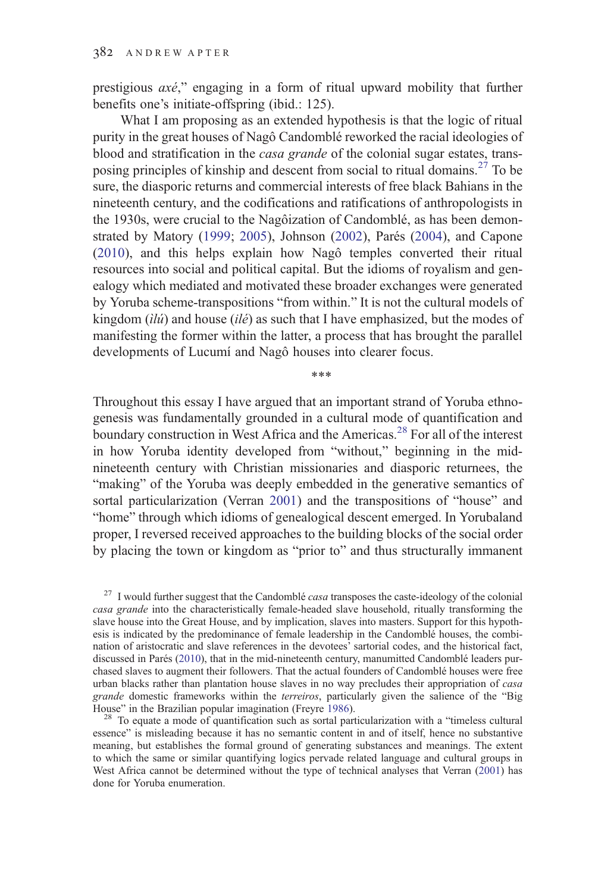prestigious *axé*," engaging in a form of ritual upward mobility that further benefits one's initiate-offspring (ibid.: 125).

What I am proposing as an extended hypothesis is that the logic of ritual purity in the great houses of Nagô Candomblé reworked the racial ideologies of blood and stratification in the *casa grande* of the colonial sugar estates, transposing principles of kinship and descent from social to ritual domains.[27] To be sure, the diasporic returns and commercial interests of free black Bahians in the nineteenth century, and the codifications and ratifications of anthropologists in the 1930s, were crucial to the Nagôization of Candomblé, as has been demonstrated by Matory (1999; 2005), Johnson (2002), Parés (2004), and Capone (2010), and this helps explain how Nagô temples converted their ritual resources into social and political capital. But the idioms of royalism and genealogy which mediated and motivated these broader exchanges were generated by Yoruba scheme-transpositions "from within." It is not the cultural models of kingdom (*ìlú*) and house (*ilé*) as such that I have emphasized, but the modes of manifesting the former within the latter, a process that has brought the parallel developments of Lucumí and Nagô houses into clearer focus.

\*\*\*

Throughout this essay I have argued that an important strand of Yoruba ethnogenesis was fundamentally grounded in a cultural mode of quantification and boundary construction in West Africa and the Americas.[28] For all of the interest in how Yoruba identity developed from "without," beginning in the mid-nineteenth century with Christian missionaries and diasporic returnees, the "making" of the Yoruba was deeply embedded in the generative semantics of sortal particularization (Verran 2001) and the transpositions of "house" and "home" through which idioms of genealogical descent emerged. In Yorubaland proper, I reversed received approaches to the building blocks of the social order by placing the town or kingdom as "prior to" and thus structurally immanent

[27] I would further suggest that the Candomblé *casa* transposes the caste-ideology of the colonial *casa grande* into the characteristically female-headed slave household, ritually transforming the slave house into the Great House, and by implication, slaves into masters. Support for this hypothesis is indicated by the predominance of female leadership in the Candomblé houses, the combination of aristocratic and slave references in the devotees' sartorial codes, and the historical fact, discussed in Parés (2010), that in the mid-nineteenth century, manumitted Candomblé leaders purchased slaves to augment their followers. That the actual founders of Candomblé houses were free urban blacks rather than plantation house slaves in no way precludes their appropriation of *casa grande* domestic frameworks within the *terreiros*, particularly given the salience of the "Big House" in the Brazilian popular imagination (Freyre 1986).

[28] To equate a mode of quantification such as sortal particularization with a "timeless cultural essence" is misleading because it has no semantic content in and of itself, hence no substantive meaning, but establishes the formal ground of generating substances and meanings. The extent to which the same or similar quantifying logics pervade related language and cultural groups in West Africa cannot be determined without the type of technical analyses that Verran (2001) has done for Yoruba enumeration.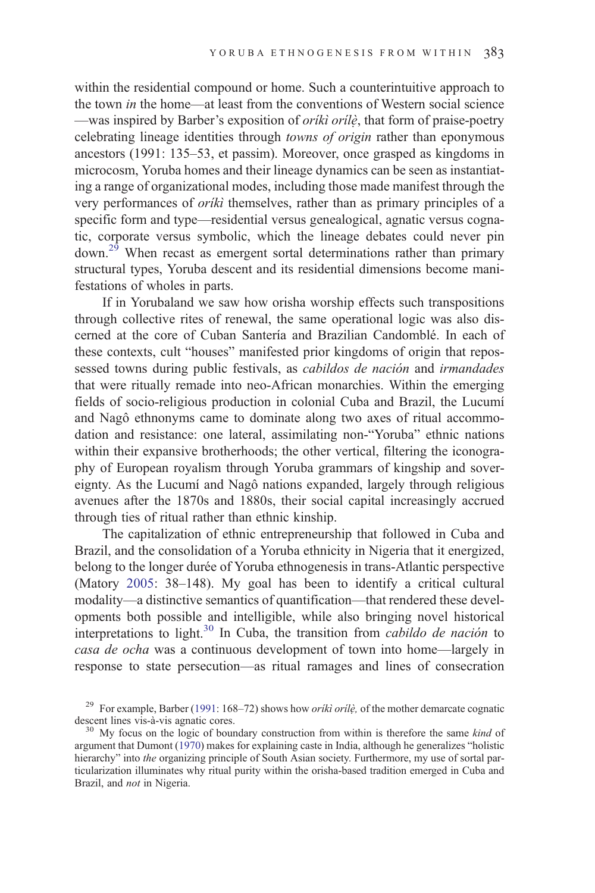within the residential compound or home. Such a counterintuitive approach to the town *in* the home—at least from the conventions of Western social science—was inspired by Barber's exposition of *oríkì orílẹ̀*, that form of praise-poetry celebrating lineage identities through *towns of origin* rather than eponymous ancestors (1991: 135–53, et passim). Moreover, once grasped as kingdoms in microcosm, Yoruba homes and their lineage dynamics can be seen as instantiating a range of organizational modes, including those made manifest through the very performances of *oríkì* themselves, rather than as primary principles of a specific form and type—residential versus genealogical, agnatic versus cognatic, corporate versus symbolic, which the lineage debates could never pin down.[29] When recast as emergent sortal determinations rather than primary structural types, Yoruba descent and its residential dimensions become manifestations of wholes in parts.

If in Yorubaland we saw how orisha worship effects such transpositions through collective rites of renewal, the same operational logic was also discerned at the core of Cuban Santería and Brazilian Candomblé. In each of these contexts, cult "houses" manifested prior kingdoms of origin that repossessed towns during public festivals, as *cabildos de nación* and *irmandades* that were ritually remade into neo-African monarchies. Within the emerging fields of socio-religious production in colonial Cuba and Brazil, the Lucumí and Nagô ethnonyms came to dominate along two axes of ritual accommodation and resistance: one lateral, assimilating non-"Yoruba" ethnic nations within their expansive brotherhoods; the other vertical, filtering the iconography of European royalism through Yoruba grammars of kingship and sovereignty. As the Lucumí and Nagô nations expanded, largely through religious avenues after the 1870s and 1880s, their social capital increasingly accrued through ties of ritual rather than ethnic kinship.

The capitalization of ethnic entrepreneurship that followed in Cuba and Brazil, and the consolidation of a Yoruba ethnicity in Nigeria that it energized, belong to the longer durée of Yoruba ethnogenesis in trans-Atlantic perspective (Matory 2005: 38–148). My goal has been to identify a critical cultural modality—a distinctive semantics of quantification—that rendered these developments both possible and intelligible, while also bringing novel historical interpretations to light.[30] In Cuba, the transition from *cabildo de nación* to *casa de ocha* was a continuous development of town into home—largely in response to state persecution—as ritual ramages and lines of consecration

[29] For example, Barber (1991: 168–72) shows how *oríkì orílẹ̀,* of the mother demarcate cognatic descent lines vis-à-vis agnatic cores.

[30] My focus on the logic of boundary construction from within is therefore the same *kind* of argument that Dumont (1970) makes for explaining caste in India, although he generalizes "holistic hierarchy" into *the* organizing principle of South Asian society. Furthermore, my use of sortal particularization illuminates why ritual purity within the orisha-based tradition emerged in Cuba and Brazil, and *not* in Nigeria.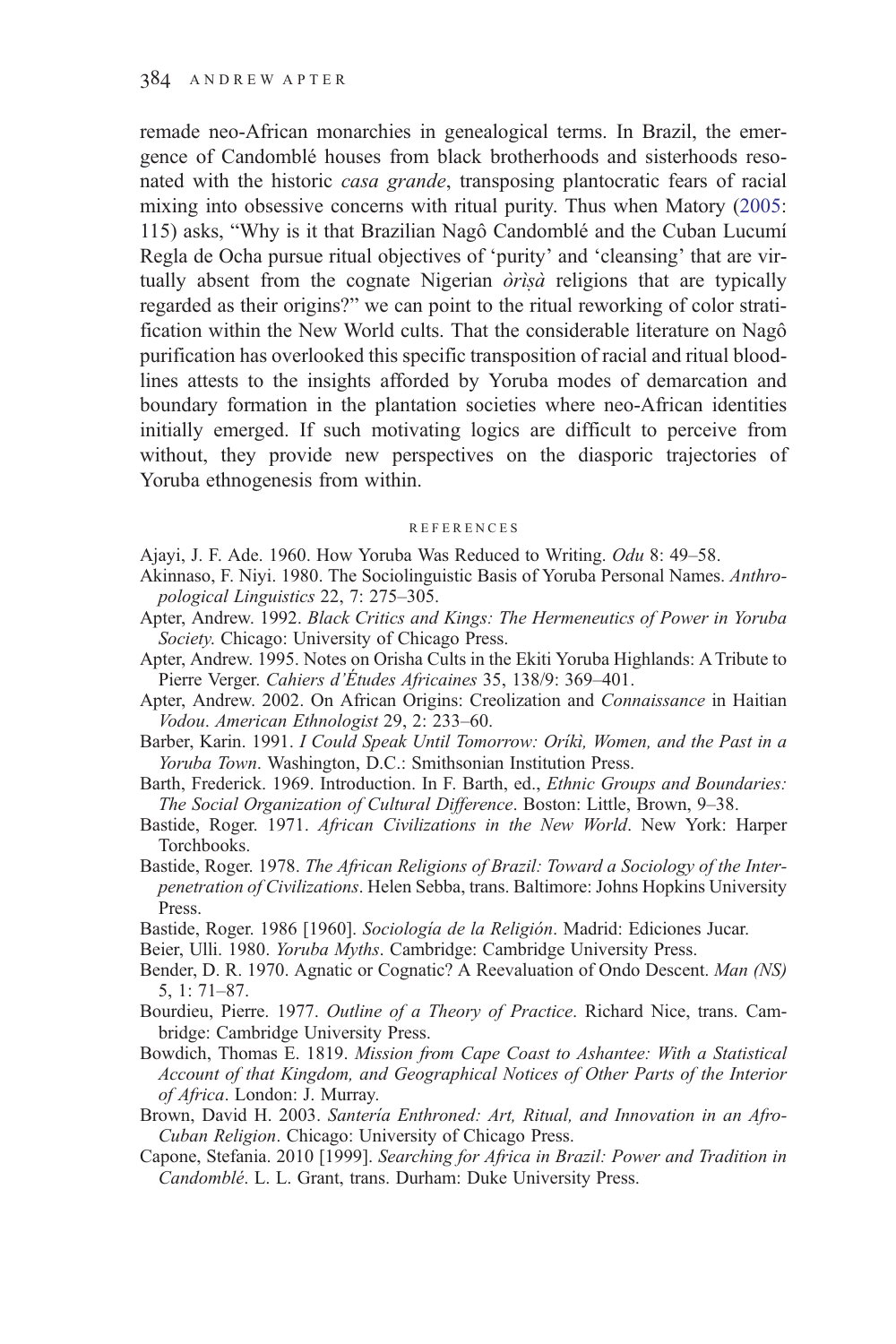remade neo-African monarchies in genealogical terms. In Brazil, the emergence of Candomblé houses from black brotherhoods and sisterhoods resonated with the historic *casa grande*, transposing plantocratic fears of racial mixing into obsessive concerns with ritual purity. Thus when Matory (2005: 115) asks, "Why is it that Brazilian Nagô Candomblé and the Cuban Lucumí Regla de Ocha pursue ritual objectives of 'purity' and 'cleansing' that are virtually absent from the cognate Nigerian *òrìṣà* religions that are typically regarded as their origins?" we can point to the ritual reworking of color stratification within the New World cults. That the considerable literature on Nagô purification has overlooked this specific transposition of racial and ritual bloodlines attests to the insights afforded by Yoruba modes of demarcation and boundary formation in the plantation societies where neo-African identities initially emerged. If such motivating logics are difficult to perceive from without, they provide new perspectives on the diasporic trajectories of Yoruba ethnogenesis from within.

## REFERENCES

Ajayi, J. F. Ade. 1960. How Yoruba Was Reduced to Writing. *Odu* 8: 49–58.

Akinnaso, F. Niyi. 1980. The Sociolinguistic Basis of Yoruba Personal Names. *Anthropological Linguistics* 22, 7: 275–305.

Apter, Andrew. 1992. *Black Critics and Kings: The Hermeneutics of Power in Yoruba Society.* Chicago: University of Chicago Press.

Apter, Andrew. 1995. Notes on Orisha Cults in the Ekiti Yoruba Highlands: A Tribute to Pierre Verger. *Cahiers d'Études Africaines* 35, 138/9: 369–401.

Apter, Andrew. 2002. On African Origins: Creolization and *Connaissance* in Haitian *Vodou*. *American Ethnologist* 29, 2: 233–60.

Barber, Karin. 1991. *I Could Speak Until Tomorrow: Oríkì, Women, and the Past in a Yoruba Town*. Washington, D.C.: Smithsonian Institution Press.

Barth, Frederick. 1969. Introduction. In F. Barth, ed., *Ethnic Groups and Boundaries: The Social Organization of Cultural Difference*. Boston: Little, Brown, 9–38.

Bastide, Roger. 1971. *African Civilizations in the New World*. New York: Harper Torchbooks.

Bastide, Roger. 1978. *The African Religions of Brazil: Toward a Sociology of the Interpenetration of Civilizations*. Helen Sebba, trans. Baltimore: Johns Hopkins University Press.

Bastide, Roger. 1986 [1960]. *Sociología de la Religión*. Madrid: Ediciones Jucar.

Beier, Ulli. 1980. *Yoruba Myths*. Cambridge: Cambridge University Press.

Bender, D. R. 1970. Agnatic or Cognatic? A Reevaluation of Ondo Descent. *Man (NS)* 5, 1: 71–87.

Bourdieu, Pierre. 1977. *Outline of a Theory of Practice*. Richard Nice, trans. Cambridge: Cambridge University Press.

Bowdich, Thomas E. 1819. *Mission from Cape Coast to Ashantee: With a Statistical Account of that Kingdom, and Geographical Notices of Other Parts of the Interior of Africa*. London: J. Murray.

Brown, David H. 2003. *Santería Enthroned: Art, Ritual, and Innovation in an Afro-Cuban Religion*. Chicago: University of Chicago Press.

Capone, Stefania. 2010 [1999]. *Searching for Africa in Brazil: Power and Tradition in Candomblé*. L. L. Grant, trans. Durham: Duke University Press.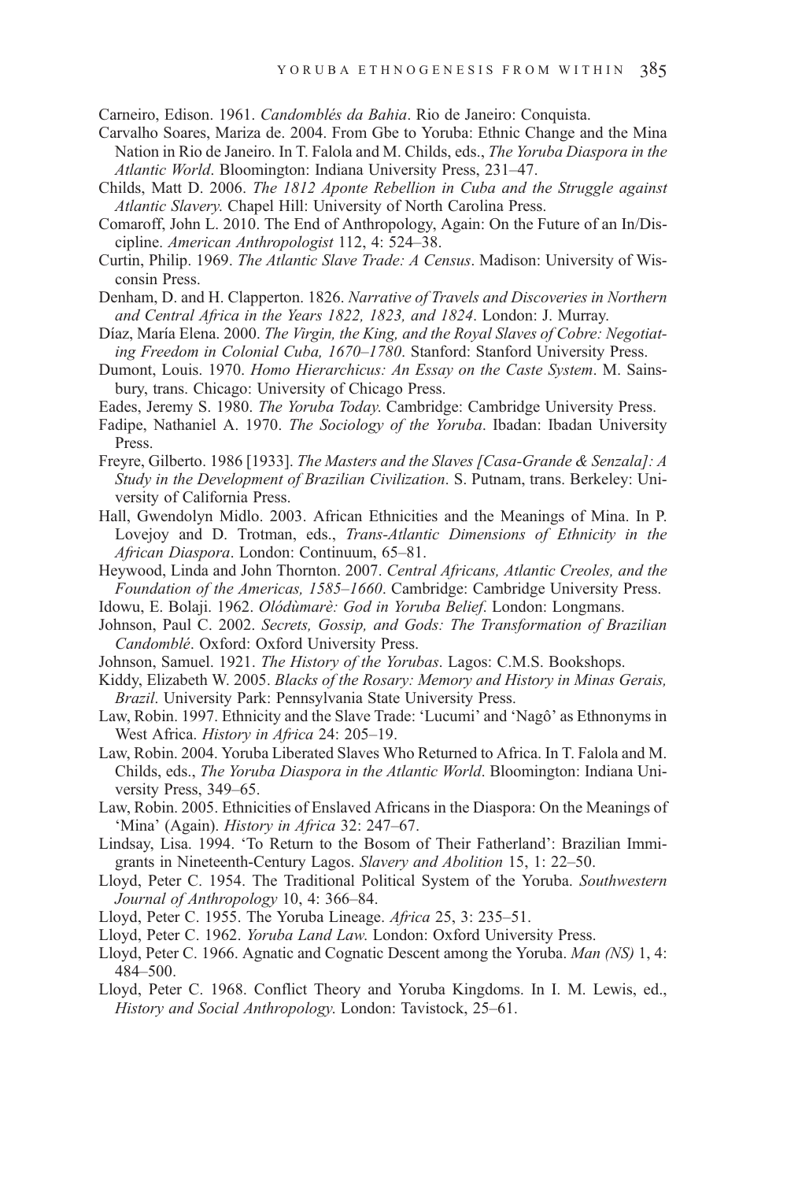Carneiro, Edison. 1961. *Candomblés da Bahia*. Rio de Janeiro: Conquista.

Carvalho Soares, Mariza de. 2004. From Gbe to Yoruba: Ethnic Change and the Mina Nation in Rio de Janeiro. In T. Falola and M. Childs, eds., *The Yoruba Diaspora in the Atlantic World*. Bloomington: Indiana University Press, 231–47.

Childs, Matt D. 2006. *The 1812 Aponte Rebellion in Cuba and the Struggle against Atlantic Slavery.* Chapel Hill: University of North Carolina Press.

Comaroff, John L. 2010. The End of Anthropology, Again: On the Future of an In/Discipline. *American Anthropologist* 112, 4: 524–38.

Curtin, Philip. 1969. *The Atlantic Slave Trade: A Census*. Madison: University of Wisconsin Press.

Denham, D. and H. Clapperton. 1826. *Narrative of Travels and Discoveries in Northern and Central Africa in the Years 1822, 1823, and 1824*. London: J. Murray.

Díaz, María Elena. 2000. *The Virgin, the King, and the Royal Slaves of Cobre: Negotiating Freedom in Colonial Cuba, 1670–1780*. Stanford: Stanford University Press.

Dumont, Louis. 1970. *Homo Hierarchicus: An Essay on the Caste System*. M. Sainsbury, trans. Chicago: University of Chicago Press.

Eades, Jeremy S. 1980. *The Yoruba Today.* Cambridge: Cambridge University Press.

Fadipe, Nathaniel A. 1970. *The Sociology of the Yoruba*. Ibadan: Ibadan University Press.

Freyre, Gilberto. 1986 [1933]. *The Masters and the Slaves [Casa-Grande & Senzala]: A Study in the Development of Brazilian Civilization*. S. Putnam, trans. Berkeley: University of California Press.

Hall, Gwendolyn Midlo. 2003. African Ethnicities and the Meanings of Mina. In P. Lovejoy and D. Trotman, eds., *Trans-Atlantic Dimensions of Ethnicity in the African Diaspora*. London: Continuum, 65–81.

Heywood, Linda and John Thornton. 2007. *Central Africans, Atlantic Creoles, and the Foundation of the Americas, 1585–1660*. Cambridge: Cambridge University Press.

Idowu, E. Bolaji. 1962. *Olódùmarè: God in Yoruba Belief*. London: Longmans.

Johnson, Paul C. 2002. *Secrets, Gossip, and Gods: The Transformation of Brazilian Candomblé*. Oxford: Oxford University Press.

Johnson, Samuel. 1921. *The History of the Yorubas*. Lagos: C.M.S. Bookshops.

Kiddy, Elizabeth W. 2005. *Blacks of the Rosary: Memory and History in Minas Gerais, Brazil*. University Park: Pennsylvania State University Press.

Law, Robin. 1997. Ethnicity and the Slave Trade: 'Lucumi' and 'Nagô' as Ethnonyms in West Africa. *History in Africa* 24: 205–19.

Law, Robin. 2004. Yoruba Liberated Slaves Who Returned to Africa. In T. Falola and M. Childs, eds., *The Yoruba Diaspora in the Atlantic World*. Bloomington: Indiana University Press, 349–65.

Law, Robin. 2005. Ethnicities of Enslaved Africans in the Diaspora: On the Meanings of 'Mina' (Again). *History in Africa* 32: 247–67.

Lindsay, Lisa. 1994. 'To Return to the Bosom of Their Fatherland': Brazilian Immigrants in Nineteenth-Century Lagos. *Slavery and Abolition* 15, 1: 22–50.

Lloyd, Peter C. 1954. The Traditional Political System of the Yoruba. *Southwestern Journal of Anthropology* 10, 4: 366–84.

Lloyd, Peter C. 1955. The Yoruba Lineage. *Africa* 25, 3: 235–51.

Lloyd, Peter C. 1962. *Yoruba Land Law*. London: Oxford University Press.

Lloyd, Peter C. 1966. Agnatic and Cognatic Descent among the Yoruba. *Man (NS)* 1, 4: 484–500.

Lloyd, Peter C. 1968. Conflict Theory and Yoruba Kingdoms. In I. M. Lewis, ed., *History and Social Anthropology.* London: Tavistock, 25–61.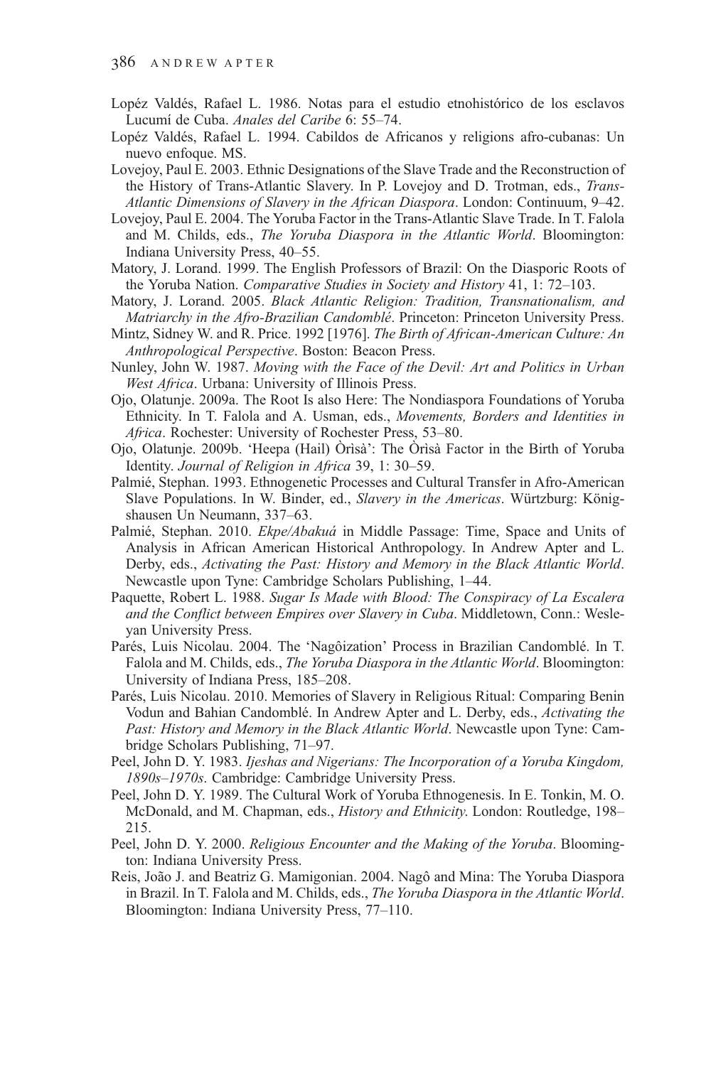Lopéz Valdés, Rafael L. 1986. Notas para el estudio etnohistórico de los esclavos Lucumí de Cuba. *Anales del Caribe* 6: 55–74.

Lopéz Valdés, Rafael L. 1994. Cabildos de Africanos y religions afro-cubanas: Un nuevo enfoque. MS.

Lovejoy, Paul E. 2003. Ethnic Designations of the Slave Trade and the Reconstruction of the History of Trans-Atlantic Slavery. In P. Lovejoy and D. Trotman, eds., *Trans-Atlantic Dimensions of Slavery in the African Diaspora*. London: Continuum, 9–42.

Lovejoy, Paul E. 2004. The Yoruba Factor in the Trans-Atlantic Slave Trade. In T. Falola and M. Childs, eds., *The Yoruba Diaspora in the Atlantic World*. Bloomington: Indiana University Press, 40–55.

Matory, J. Lorand. 1999. The English Professors of Brazil: On the Diasporic Roots of the Yoruba Nation. *Comparative Studies in Society and History* 41, 1: 72–103.

Matory, J. Lorand. 2005. *Black Atlantic Religion: Tradition, Transnationalism, and Matriarchy in the Afro-Brazilian Candomblé*. Princeton: Princeton University Press.

Mintz, Sidney W. and R. Price. 1992 [1976]. *The Birth of African-American Culture: An Anthropological Perspective*. Boston: Beacon Press.

Nunley, John W. 1987. *Moving with the Face of the Devil: Art and Politics in Urban West Africa*. Urbana: University of Illinois Press.

Ojo, Olatunje. 2009a. The Root Is also Here: The Nondiaspora Foundations of Yoruba Ethnicity. In T. Falola and A. Usman, eds., *Movements, Borders and Identities in Africa*. Rochester: University of Rochester Press, 53–80.

Ojo, Olatunje. 2009b. 'Heepa (Hail) Òrìsà': The Òrìsà Factor in the Birth of Yoruba Identity. *Journal of Religion in Africa* 39, 1: 30–59.

Palmié, Stephan. 1993. Ethnogenetic Processes and Cultural Transfer in Afro-American Slave Populations. In W. Binder, ed., *Slavery in the Americas*. Würtzburg: Königshausen Un Neumann, 337–63.

Palmié, Stephan. 2010. *Ekpe/Abakuá* in Middle Passage: Time, Space and Units of Analysis in African American Historical Anthropology. In Andrew Apter and L. Derby, eds., *Activating the Past: History and Memory in the Black Atlantic World*. Newcastle upon Tyne: Cambridge Scholars Publishing, 1–44.

Paquette, Robert L. 1988. *Sugar Is Made with Blood: The Conspiracy of La Escalera and the Conflict between Empires over Slavery in Cuba*. Middletown, Conn.: Wesleyan University Press.

Parés, Luis Nicolau. 2004. The 'Nagôization' Process in Brazilian Candomblé. In T. Falola and M. Childs, eds., *The Yoruba Diaspora in the Atlantic World*. Bloomington: University of Indiana Press, 185–208.

Parés, Luis Nicolau. 2010. Memories of Slavery in Religious Ritual: Comparing Benin Vodun and Bahian Candomblé. In Andrew Apter and L. Derby, eds., *Activating the Past: History and Memory in the Black Atlantic World*. Newcastle upon Tyne: Cambridge Scholars Publishing, 71–97.

Peel, John D. Y. 1983. *Ijeshas and Nigerians: The Incorporation of a Yoruba Kingdom, 1890s–1970s*. Cambridge: Cambridge University Press.

Peel, John D. Y. 1989. The Cultural Work of Yoruba Ethnogenesis. In E. Tonkin, M. O. McDonald, and M. Chapman, eds., *History and Ethnicity*. London: Routledge, 198–215.

Peel, John D. Y. 2000. *Religious Encounter and the Making of the Yoruba*. Bloomington: Indiana University Press.

Reis, João J. and Beatriz G. Mamigonian. 2004. Nagô and Mina: The Yoruba Diaspora in Brazil. In T. Falola and M. Childs, eds., *The Yoruba Diaspora in the Atlantic World*. Bloomington: Indiana University Press, 77–110.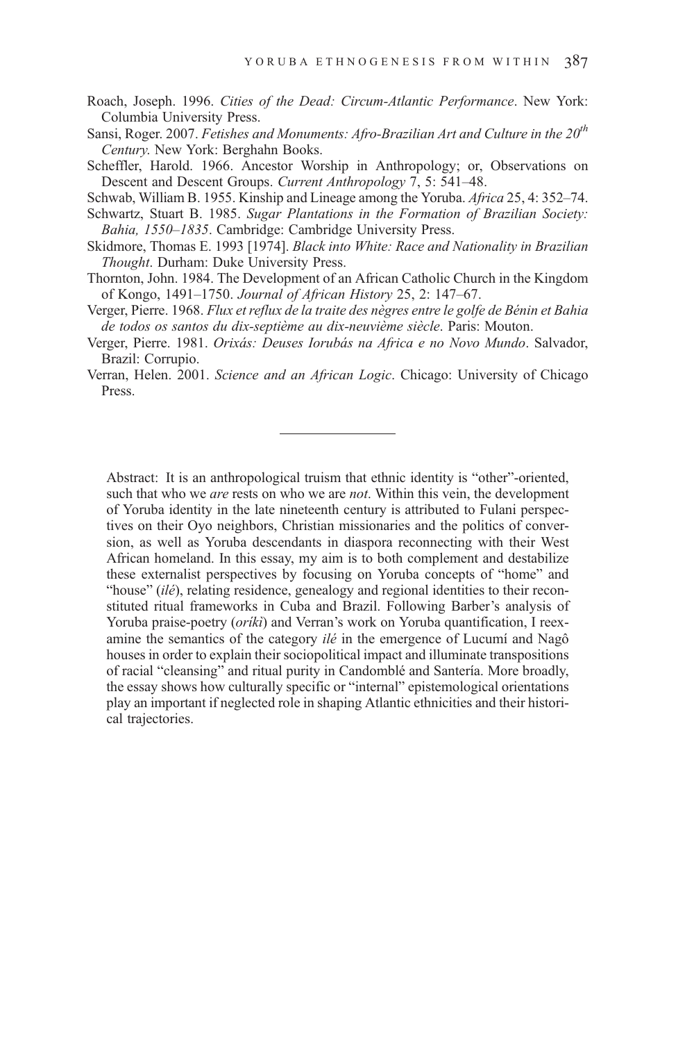Roach, Joseph. 1996. *Cities of the Dead: Circum-Atlantic Performance*. New York: Columbia University Press.

Sansi, Roger. 2007. *Fetishes and Monuments: Afro-Brazilian Art and Culture in the 20th Century*. New York: Berghahn Books.

Scheffler, Harold. 1966. Ancestor Worship in Anthropology; or, Observations on Descent and Descent Groups. *Current Anthropology* 7, 5: 541–48.

Schwab, William B. 1955. Kinship and Lineage among the Yoruba. *Africa* 25, 4: 352–74.

Schwartz, Stuart B. 1985. *Sugar Plantations in the Formation of Brazilian Society: Bahia, 1550–1835*. Cambridge: Cambridge University Press.

Skidmore, Thomas E. 1993 [1974]. *Black into White: Race and Nationality in Brazilian Thought*. Durham: Duke University Press.

Thornton, John. 1984. The Development of an African Catholic Church in the Kingdom of Kongo, 1491–1750. *Journal of African History* 25, 2: 147–67.

Verger, Pierre. 1968. *Flux et reflux de la traite des nègres entre le golfe de Bénin et Bahia de todos os santos du dix-septième au dix-neuvième siècle*. Paris: Mouton.

Verger, Pierre. 1981. *Orixás: Deuses Iorubás na Africa e no Novo Mundo*. Salvador, Brazil: Corrupio.

Verran, Helen. 2001. *Science and an African Logic*. Chicago: University of Chicago Press.

---

Abstract: It is an anthropological truism that ethnic identity is "other"-oriented, such that who we *are* rests on who we are *not*. Within this vein, the development of Yoruba identity in the late nineteenth century is attributed to Fulani perspectives on their Oyo neighbors, Christian missionaries and the politics of conversion, as well as Yoruba descendants in diaspora reconnecting with their West African homeland. In this essay, my aim is to both complement and destabilize these externalist perspectives by focusing on Yoruba concepts of "home" and "house" (*ilé*), relating residence, genealogy and regional identities to their reconstituted ritual frameworks in Cuba and Brazil. Following Barber's analysis of Yoruba praise-poetry (*oríkì*) and Verran's work on Yoruba quantification, I reexamine the semantics of the category *ilé* in the emergence of Lucumí and Nagô houses in order to explain their sociopolitical impact and illuminate transpositions of racial "cleansing" and ritual purity in Candomblé and Santería. More broadly, the essay shows how culturally specific or "internal" epistemological orientations play an important if neglected role in shaping Atlantic ethnicities and their historical trajectories.